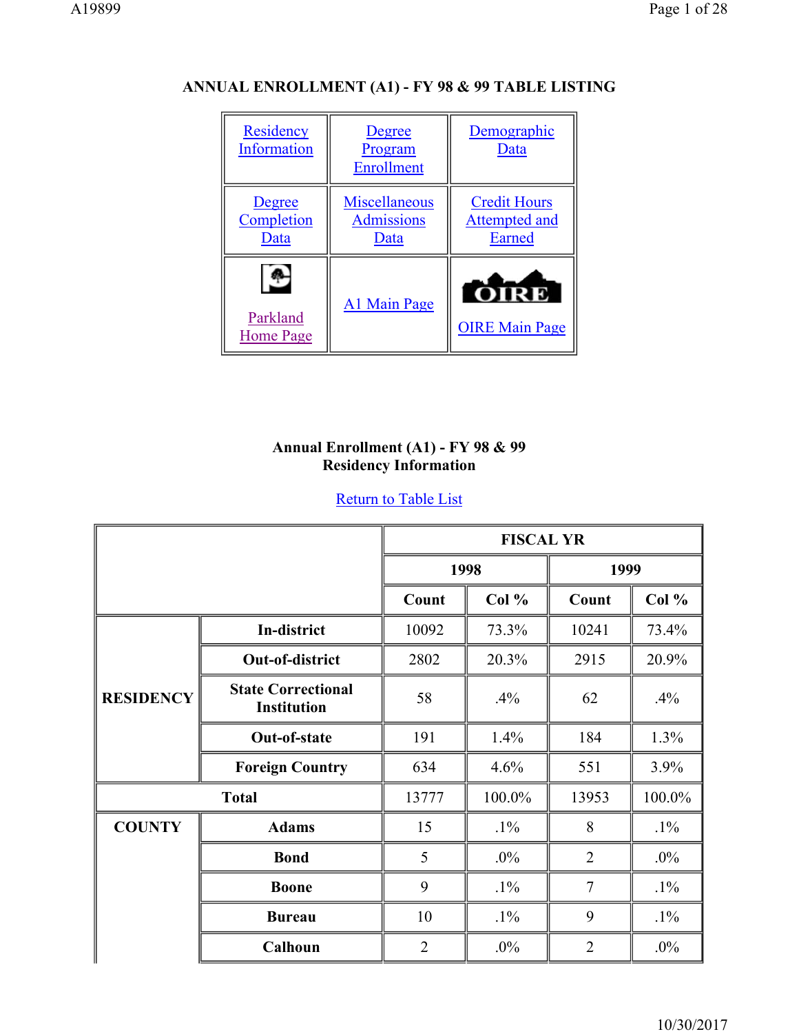## ANNUAL ENROLLMENT (A1) - FY 98 & 99 TABLE LISTING

| | | |
|---|---|---|
| Residency Information | Degree Program Enrollment | Demographic Data |
| Degree Completion Data | Miscellaneous Admissions Data | Credit Hours Attempted and Earned |
| Parkland Home Page | A1 Main Page | OIRE Main Page |

### Annual Enrollment (A1) - FY 98 & 99
### Residency Information

Return to Table List

| | | FISCAL YR | | | |
|---|---|---|---|---|---|
| | | 1998 | | 1999 | |
| | | Count | Col % | Count | Col % |
| RESIDENCY | In-district | 10092 | 73.3% | 10241 | 73.4% |
| | Out-of-district | 2802 | 20.3% | 2915 | 20.9% |
| | State Correctional Institution | 58 | .4% | 62 | .4% |
| | Out-of-state | 191 | 1.4% | 184 | 1.3% |
| | Foreign Country | 634 | 4.6% | 551 | 3.9% |
| Total | | 13777 | 100.0% | 13953 | 100.0% |
| COUNTY | Adams | 15 | .1% | 8 | .1% |
| | Bond | 5 | .0% | 2 | .0% |
| | Boone | 9 | .1% | 7 | .1% |
| | Bureau | 10 | .1% | 9 | .1% |
| | Calhoun | 2 | .0% | 2 | .0% |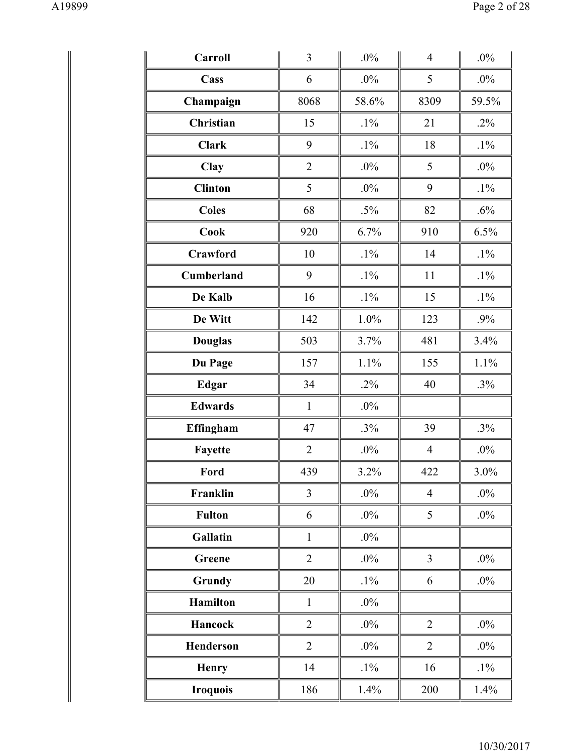| | | | | |
|---|---|---|---|---|
| **Carroll** | 3 | .0% | 4 | .0% |
| **Cass** | 6 | .0% | 5 | .0% |
| **Champaign** | 8068 | 58.6% | 8309 | 59.5% |
| **Christian** | 15 | .1% | 21 | .2% |
| **Clark** | 9 | .1% | 18 | .1% |
| **Clay** | 2 | .0% | 5 | .0% |
| **Clinton** | 5 | .0% | 9 | .1% |
| **Coles** | 68 | .5% | 82 | .6% |
| **Cook** | 920 | 6.7% | 910 | 6.5% |
| **Crawford** | 10 | .1% | 14 | .1% |
| **Cumberland** | 9 | .1% | 11 | .1% |
| **De Kalb** | 16 | .1% | 15 | .1% |
| **De Witt** | 142 | 1.0% | 123 | .9% |
| **Douglas** | 503 | 3.7% | 481 | 3.4% |
| **Du Page** | 157 | 1.1% | 155 | 1.1% |
| **Edgar** | 34 | .2% | 40 | .3% |
| **Edwards** | 1 | .0% | | |
| **Effingham** | 47 | .3% | 39 | .3% |
| **Fayette** | 2 | .0% | 4 | .0% |
| **Ford** | 439 | 3.2% | 422 | 3.0% |
| **Franklin** | 3 | .0% | 4 | .0% |
| **Fulton** | 6 | .0% | 5 | .0% |
| **Gallatin** | 1 | .0% | | |
| **Greene** | 2 | .0% | 3 | .0% |
| **Grundy** | 20 | .1% | 6 | .0% |
| **Hamilton** | 1 | .0% | | |
| **Hancock** | 2 | .0% | 2 | .0% |
| **Henderson** | 2 | .0% | 2 | .0% |
| **Henry** | 14 | .1% | 16 | .1% |
| **Iroquois** | 186 | 1.4% | 200 | 1.4% |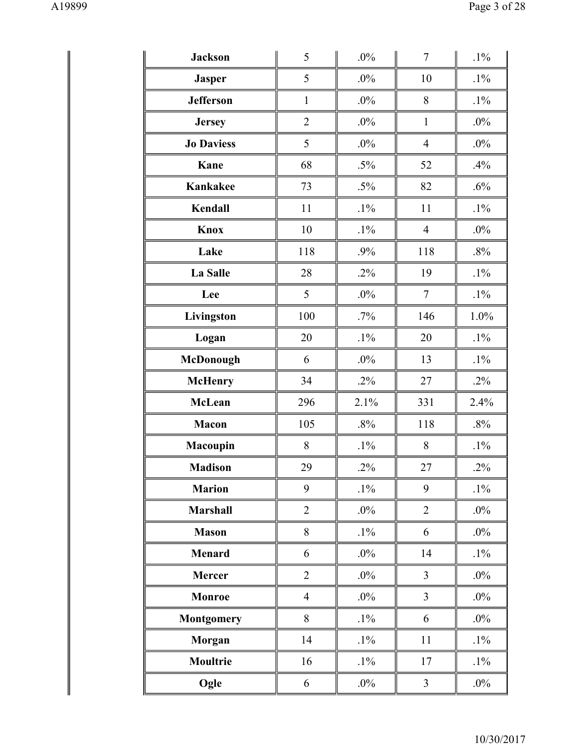| | | | | |
|---|---|---|---|---|
| **Jackson** | 5 | .0% | 7 | .1% |
| **Jasper** | 5 | .0% | 10 | .1% |
| **Jefferson** | 1 | .0% | 8 | .1% |
| **Jersey** | 2 | .0% | 1 | .0% |
| **Jo Daviess** | 5 | .0% | 4 | .0% |
| **Kane** | 68 | .5% | 52 | .4% |
| **Kankakee** | 73 | .5% | 82 | .6% |
| **Kendall** | 11 | .1% | 11 | .1% |
| **Knox** | 10 | .1% | 4 | .0% |
| **Lake** | 118 | .9% | 118 | .8% |
| **La Salle** | 28 | .2% | 19 | .1% |
| **Lee** | 5 | .0% | 7 | .1% |
| **Livingston** | 100 | .7% | 146 | 1.0% |
| **Logan** | 20 | .1% | 20 | .1% |
| **McDonough** | 6 | .0% | 13 | .1% |
| **McHenry** | 34 | .2% | 27 | .2% |
| **McLean** | 296 | 2.1% | 331 | 2.4% |
| **Macon** | 105 | .8% | 118 | .8% |
| **Macoupin** | 8 | .1% | 8 | .1% |
| **Madison** | 29 | .2% | 27 | .2% |
| **Marion** | 9 | .1% | 9 | .1% |
| **Marshall** | 2 | .0% | 2 | .0% |
| **Mason** | 8 | .1% | 6 | .0% |
| **Menard** | 6 | .0% | 14 | .1% |
| **Mercer** | 2 | .0% | 3 | .0% |
| **Monroe** | 4 | .0% | 3 | .0% |
| **Montgomery** | 8 | .1% | 6 | .0% |
| **Morgan** | 14 | .1% | 11 | .1% |
| **Moultrie** | 16 | .1% | 17 | .1% |
| **Ogle** | 6 | .0% | 3 | .0% |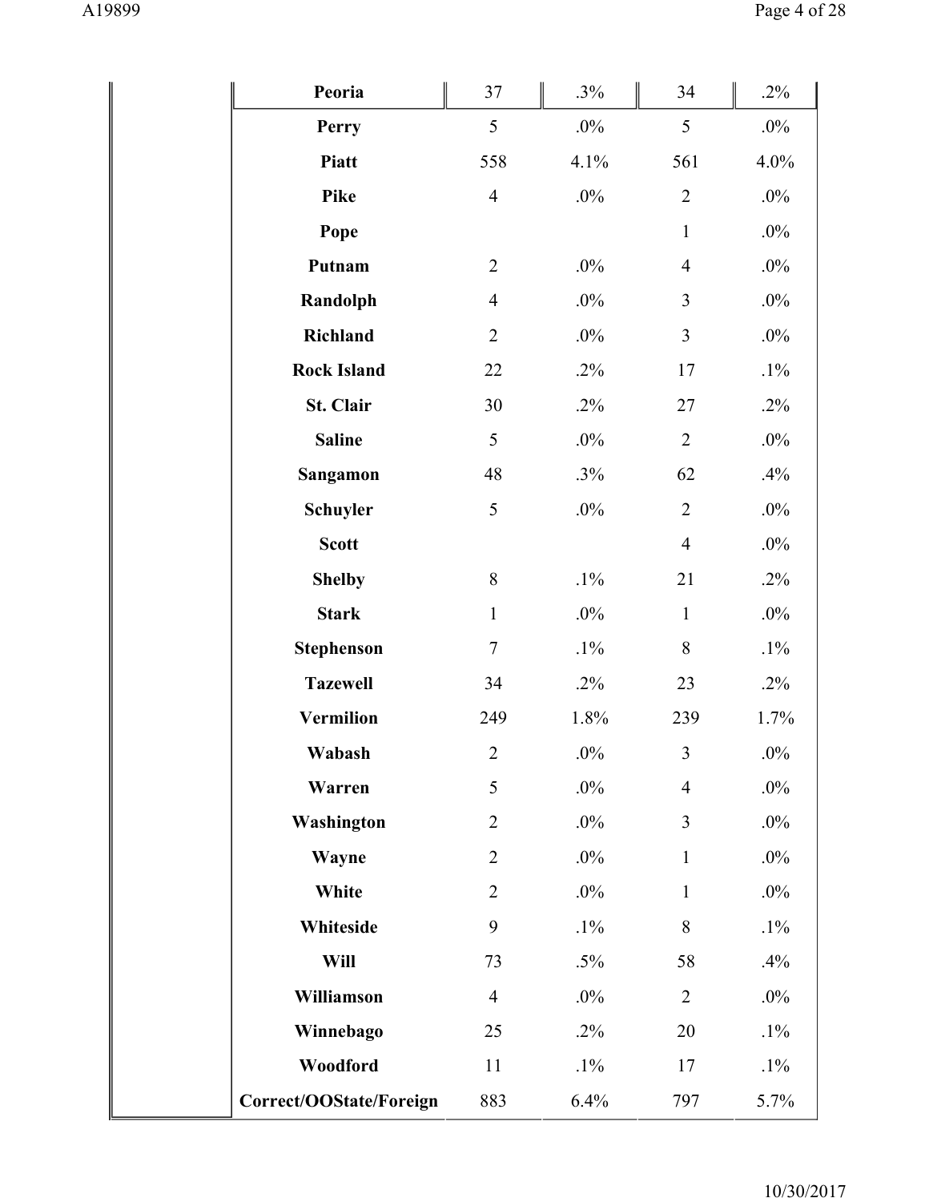| | | | | |
|---|---|---|---|---|
| **Peoria** | 37 | .3% | 34 | .2% |
| **Perry** | 5 | .0% | 5 | .0% |
| **Piatt** | 558 | 4.1% | 561 | 4.0% |
| **Pike** | 4 | .0% | 2 | .0% |
| **Pope** | | | 1 | .0% |
| **Putnam** | 2 | .0% | 4 | .0% |
| **Randolph** | 4 | .0% | 3 | .0% |
| **Richland** | 2 | .0% | 3 | .0% |
| **Rock Island** | 22 | .2% | 17 | .1% |
| **St. Clair** | 30 | .2% | 27 | .2% |
| **Saline** | 5 | .0% | 2 | .0% |
| **Sangamon** | 48 | .3% | 62 | .4% |
| **Schuyler** | 5 | .0% | 2 | .0% |
| **Scott** | | | 4 | .0% |
| **Shelby** | 8 | .1% | 21 | .2% |
| **Stark** | 1 | .0% | 1 | .0% |
| **Stephenson** | 7 | .1% | 8 | .1% |
| **Tazewell** | 34 | .2% | 23 | .2% |
| **Vermilion** | 249 | 1.8% | 239 | 1.7% |
| **Wabash** | 2 | .0% | 3 | .0% |
| **Warren** | 5 | .0% | 4 | .0% |
| **Washington** | 2 | .0% | 3 | .0% |
| **Wayne** | 2 | .0% | 1 | .0% |
| **White** | 2 | .0% | 1 | .0% |
| **Whiteside** | 9 | .1% | 8 | .1% |
| **Will** | 73 | .5% | 58 | .4% |
| **Williamson** | 4 | .0% | 2 | .0% |
| **Winnebago** | 25 | .2% | 20 | .1% |
| **Woodford** | 11 | .1% | 17 | .1% |
| **Correct/OOState/Foreign** | 883 | 6.4% | 797 | 5.7% |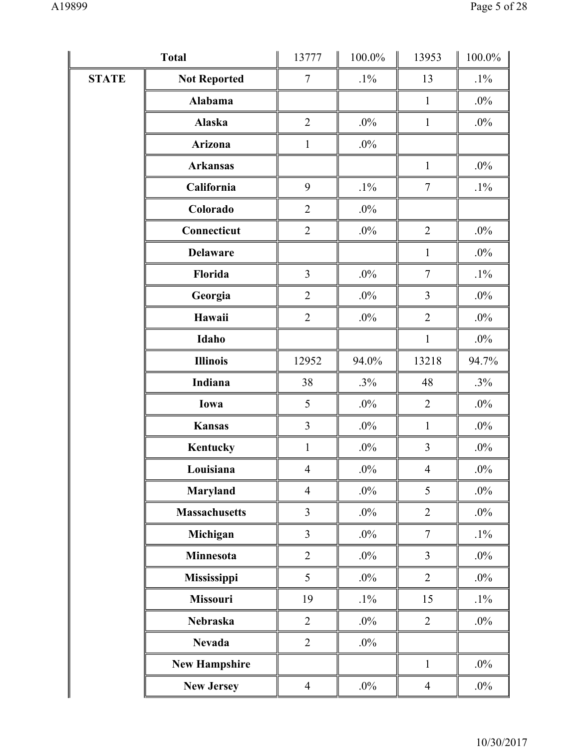| | | | | | |
|---|---|---|---|---|---|
| Total | | 13777 | 100.0% | 13953 | 100.0% |
| STATE | Not Reported | 7 | .1% | 13 | .1% |
| | Alabama | | | 1 | .0% |
| | Alaska | 2 | .0% | 1 | .0% |
| | Arizona | 1 | .0% | | |
| | Arkansas | | | 1 | .0% |
| | California | 9 | .1% | 7 | .1% |
| | Colorado | 2 | .0% | | |
| | Connecticut | 2 | .0% | 2 | .0% |
| | Delaware | | | 1 | .0% |
| | Florida | 3 | .0% | 7 | .1% |
| | Georgia | 2 | .0% | 3 | .0% |
| | Hawaii | 2 | .0% | 2 | .0% |
| | Idaho | | | 1 | .0% |
| | Illinois | 12952 | 94.0% | 13218 | 94.7% |
| | Indiana | 38 | .3% | 48 | .3% |
| | Iowa | 5 | .0% | 2 | .0% |
| | Kansas | 3 | .0% | 1 | .0% |
| | Kentucky | 1 | .0% | 3 | .0% |
| | Louisiana | 4 | .0% | 4 | .0% |
| | Maryland | 4 | .0% | 5 | .0% |
| | Massachusetts | 3 | .0% | 2 | .0% |
| | Michigan | 3 | .0% | 7 | .1% |
| | Minnesota | 2 | .0% | 3 | .0% |
| | Mississippi | 5 | .0% | 2 | .0% |
| | Missouri | 19 | .1% | 15 | .1% |
| | Nebraska | 2 | .0% | 2 | .0% |
| | Nevada | 2 | .0% | | |
| | New Hampshire | | | 1 | .0% |
| | New Jersey | 4 | .0% | 4 | .0% |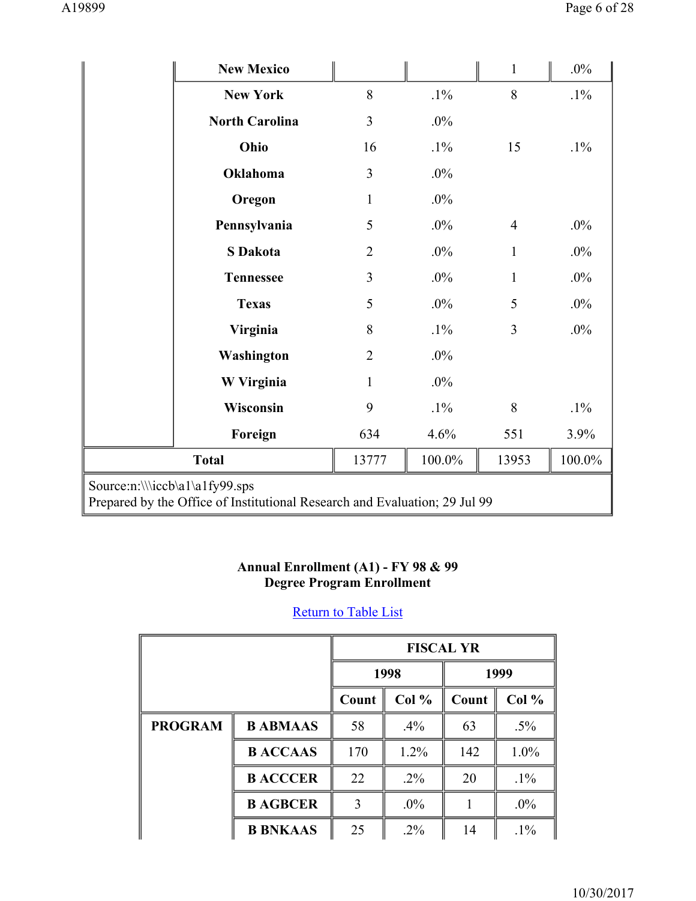| | | | | | |
|---|---|---|---|---|---|
| | New Mexico | | | 1 | .0% |
| | New York | 8 | .1% | 8 | .1% |
| | North Carolina | 3 | .0% | | |
| | Ohio | 16 | .1% | 15 | .1% |
| | Oklahoma | 3 | .0% | | |
| | Oregon | 1 | .0% | | |
| | Pennsylvania | 5 | .0% | 4 | .0% |
| | S Dakota | 2 | .0% | 1 | .0% |
| | Tennessee | 3 | .0% | 1 | .0% |
| | Texas | 5 | .0% | 5 | .0% |
| | Virginia | 8 | .1% | 3 | .0% |
| | Washington | 2 | .0% | | |
| | W Virginia | 1 | .0% | | |
| | Wisconsin | 9 | .1% | 8 | .1% |
| | Foreign | 634 | 4.6% | 551 | 3.9% |
| **Total** | | 13777 | 100.0% | 13953 | 100.0% |

Source:n:\\\iccb\a1\a1fy99.sps
Prepared by the Office of Institutional Research and Evaluation; 29 Jul 99

### Annual Enrollment (A1) - FY 98 & 99
### Degree Program Enrollment

Return to Table List

| | | FISCAL YR | | | |
|---|---|---|---|---|---|
| | | 1998 | | 1999 | |
| | | Count | Col % | Count | Col % |
| PROGRAM | B ABMAAS | 58 | .4% | 63 | .5% |
| | B ACCAAS | 170 | 1.2% | 142 | 1.0% |
| | B ACCCER | 22 | .2% | 20 | .1% |
| | B AGBCER | 3 | .0% | 1 | .0% |
| | B BNKAAS | 25 | .2% | 14 | .1% |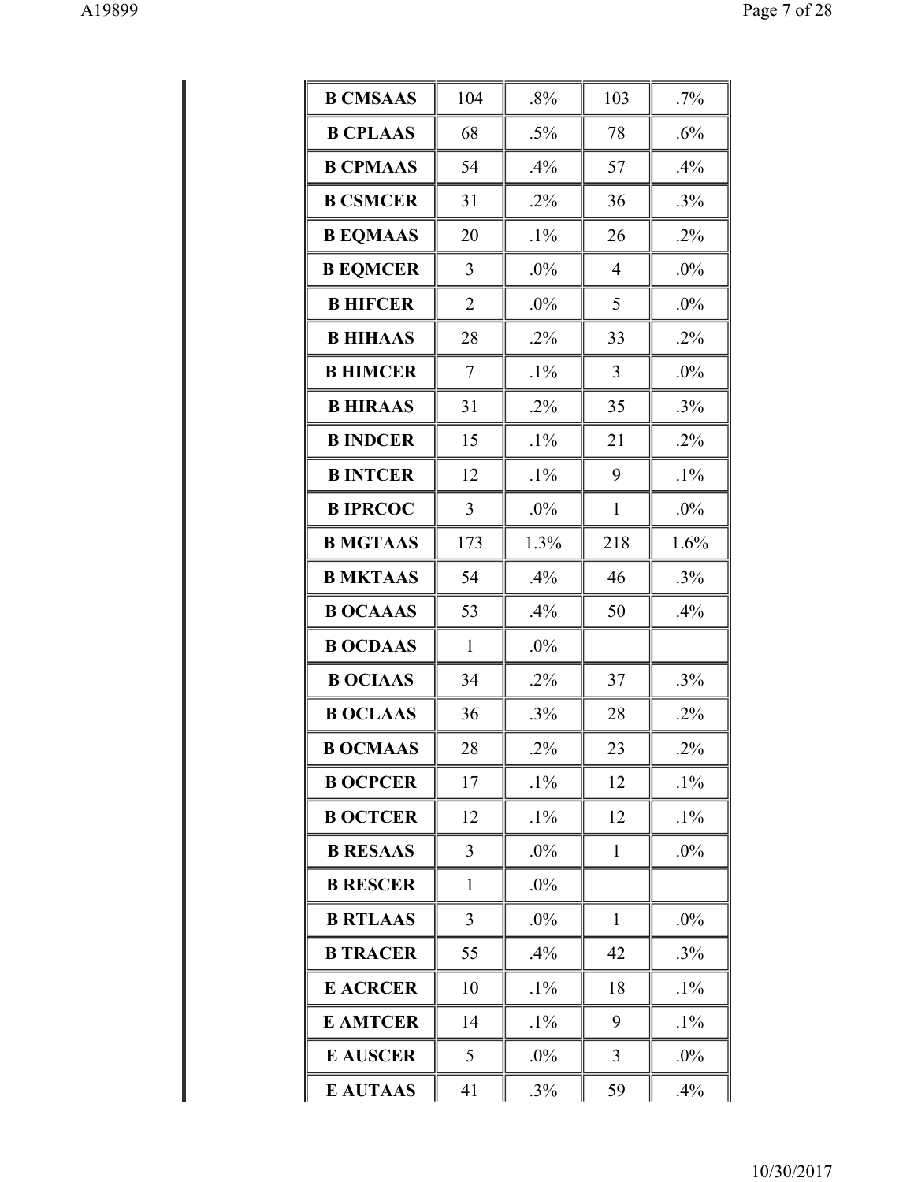| | | | | |
|---|---|---|---|---|
| **B CMSAAS** | 104 | .8% | 103 | .7% |
| **B CPLAAS** | 68 | .5% | 78 | .6% |
| **B CPMAAS** | 54 | .4% | 57 | .4% |
| **B CSMCER** | 31 | .2% | 36 | .3% |
| **B EQMAAS** | 20 | .1% | 26 | .2% |
| **B EQMCER** | 3 | .0% | 4 | .0% |
| **B HIFCER** | 2 | .0% | 5 | .0% |
| **B HIHAAS** | 28 | .2% | 33 | .2% |
| **B HIMCER** | 7 | .1% | 3 | .0% |
| **B HIRAAS** | 31 | .2% | 35 | .3% |
| **B INDCER** | 15 | .1% | 21 | .2% |
| **B INTCER** | 12 | .1% | 9 | .1% |
| **B IPRCOC** | 3 | .0% | 1 | .0% |
| **B MGTAAS** | 173 | 1.3% | 218 | 1.6% |
| **B MKTAAS** | 54 | .4% | 46 | .3% |
| **B OCAAAS** | 53 | .4% | 50 | .4% |
| **B OCDAAS** | 1 | .0% | | |
| **B OCIAAS** | 34 | .2% | 37 | .3% |
| **B OCLAAS** | 36 | .3% | 28 | .2% |
| **B OCMAAS** | 28 | .2% | 23 | .2% |
| **B OCPCER** | 17 | .1% | 12 | .1% |
| **B OCTCER** | 12 | .1% | 12 | .1% |
| **B RESAAS** | 3 | .0% | 1 | .0% |
| **B RESCER** | 1 | .0% | | |
| **B RTLAAS** | 3 | .0% | 1 | .0% |
| **B TRACER** | 55 | .4% | 42 | .3% |
| **E ACRCER** | 10 | .1% | 18 | .1% |
| **E AMTCER** | 14 | .1% | 9 | .1% |
| **E AUSCER** | 5 | .0% | 3 | .0% |
| **E AUTAAS** | 41 | .3% | 59 | .4% |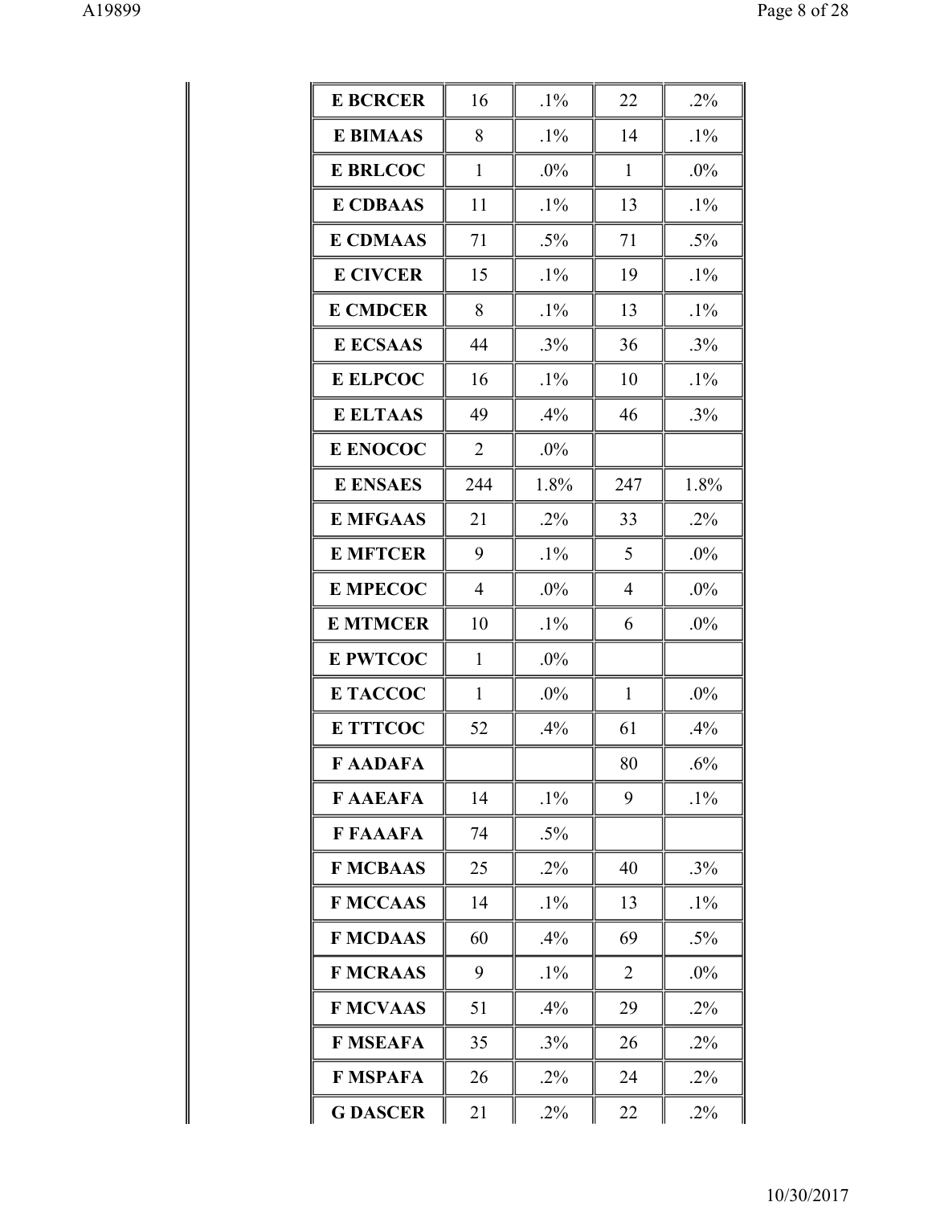| | | | | |
|---|---|---|---|---|
| **E BCRCER** | 16 | .1% | 22 | .2% |
| **E BIMAAS** | 8 | .1% | 14 | .1% |
| **E BRLCOC** | 1 | .0% | 1 | .0% |
| **E CDBAAS** | 11 | .1% | 13 | .1% |
| **E CDMAAS** | 71 | .5% | 71 | .5% |
| **E CIVCER** | 15 | .1% | 19 | .1% |
| **E CMDCER** | 8 | .1% | 13 | .1% |
| **E ECSAAS** | 44 | .3% | 36 | .3% |
| **E ELPCOC** | 16 | .1% | 10 | .1% |
| **E ELTAAS** | 49 | .4% | 46 | .3% |
| **E ENOCOC** | 2 | .0% | | |
| **E ENSAES** | 244 | 1.8% | 247 | 1.8% |
| **E MFGAAS** | 21 | .2% | 33 | .2% |
| **E MFTCER** | 9 | .1% | 5 | .0% |
| **E MPECOC** | 4 | .0% | 4 | .0% |
| **E MTMCER** | 10 | .1% | 6 | .0% |
| **E PWTCOC** | 1 | .0% | | |
| **E TACCOC** | 1 | .0% | 1 | .0% |
| **E TTTCOC** | 52 | .4% | 61 | .4% |
| **F AADAFA** | | | 80 | .6% |
| **F AAEAFA** | 14 | .1% | 9 | .1% |
| **F FAAAFA** | 74 | .5% | | |
| **F MCBAAS** | 25 | .2% | 40 | .3% |
| **F MCCAAS** | 14 | .1% | 13 | .1% |
| **F MCDAAS** | 60 | .4% | 69 | .5% |
| **F MCRAAS** | 9 | .1% | 2 | .0% |
| **F MCVAAS** | 51 | .4% | 29 | .2% |
| **F MSEAFA** | 35 | .3% | 26 | .2% |
| **F MSPAFA** | 26 | .2% | 24 | .2% |
| **G DASCER** | 21 | .2% | 22 | .2% |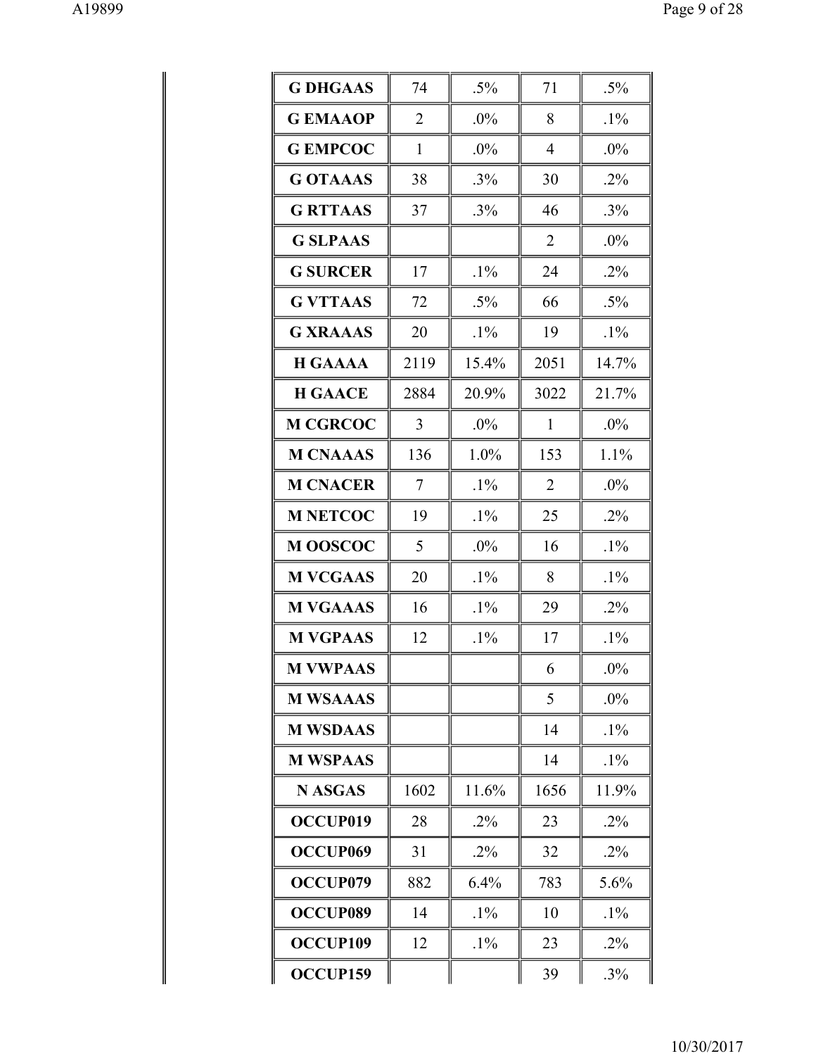| | | | | |
|---|---|---|---|---|
| **G DHGAAS** | 74 | .5% | 71 | .5% |
| **G EMAAOP** | 2 | .0% | 8 | .1% |
| **G EMPCOC** | 1 | .0% | 4 | .0% |
| **G OTAAAS** | 38 | .3% | 30 | .2% |
| **G RTTAAS** | 37 | .3% | 46 | .3% |
| **G SLPAAS** | | | 2 | .0% |
| **G SURCER** | 17 | .1% | 24 | .2% |
| **G VTTAAS** | 72 | .5% | 66 | .5% |
| **G XRAAAS** | 20 | .1% | 19 | .1% |
| **H GAAAA** | 2119 | 15.4% | 2051 | 14.7% |
| **H GAACE** | 2884 | 20.9% | 3022 | 21.7% |
| **M CGRCOC** | 3 | .0% | 1 | .0% |
| **M CNAAAS** | 136 | 1.0% | 153 | 1.1% |
| **M CNACER** | 7 | .1% | 2 | .0% |
| **M NETCOC** | 19 | .1% | 25 | .2% |
| **M OOSCOC** | 5 | .0% | 16 | .1% |
| **M VCGAAS** | 20 | .1% | 8 | .1% |
| **M VGAAAS** | 16 | .1% | 29 | .2% |
| **M VGPAAS** | 12 | .1% | 17 | .1% |
| **M VWPAAS** | | | 6 | .0% |
| **M WSAAAS** | | | 5 | .0% |
| **M WSDAAS** | | | 14 | .1% |
| **M WSPAAS** | | | 14 | .1% |
| **N ASGAS** | 1602 | 11.6% | 1656 | 11.9% |
| **OCCUP019** | 28 | .2% | 23 | .2% |
| **OCCUP069** | 31 | .2% | 32 | .2% |
| **OCCUP079** | 882 | 6.4% | 783 | 5.6% |
| **OCCUP089** | 14 | .1% | 10 | .1% |
| **OCCUP109** | 12 | .1% | 23 | .2% |
| **OCCUP159** | | | 39 | .3% |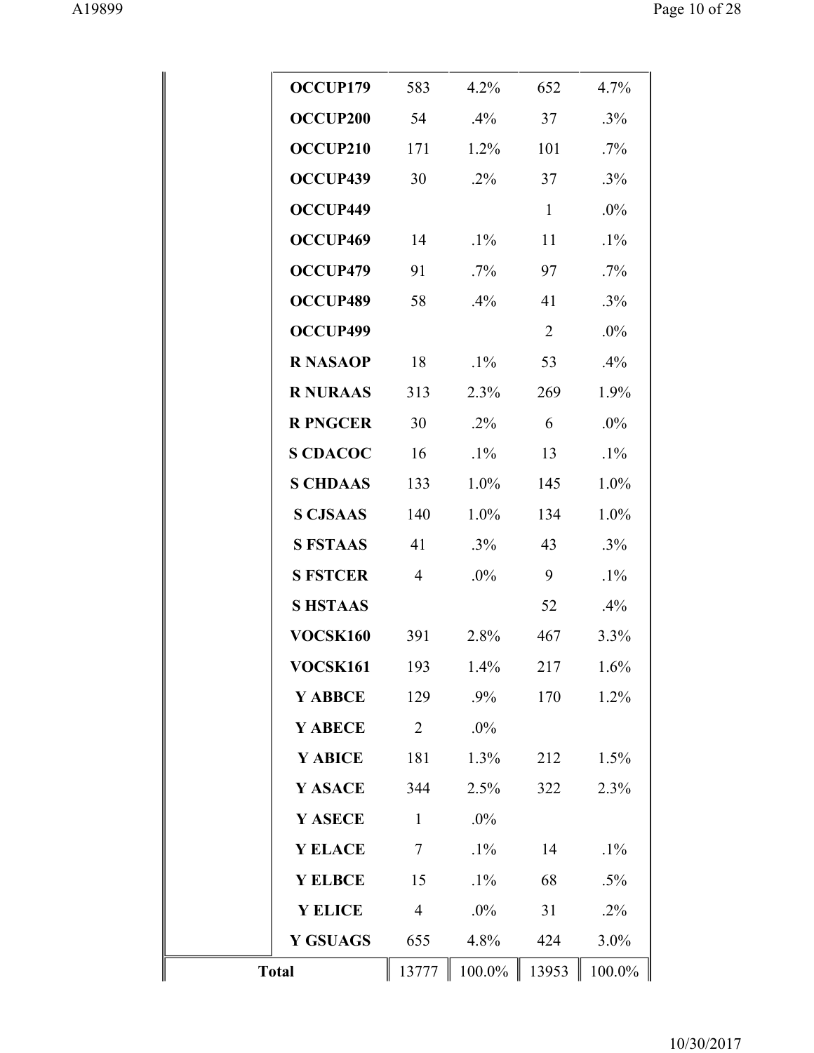| | | | | | |
|---|---|---|---|---|---|
| | OCCUP179 | 583 | 4.2% | 652 | 4.7% |
| | OCCUP200 | 54 | .4% | 37 | .3% |
| | OCCUP210 | 171 | 1.2% | 101 | .7% |
| | OCCUP439 | 30 | .2% | 37 | .3% |
| | OCCUP449 | | | 1 | .0% |
| | OCCUP469 | 14 | .1% | 11 | .1% |
| | OCCUP479 | 91 | .7% | 97 | .7% |
| | OCCUP489 | 58 | .4% | 41 | .3% |
| | OCCUP499 | | | 2 | .0% |
| | R NASAOP | 18 | .1% | 53 | .4% |
| | R NURAAS | 313 | 2.3% | 269 | 1.9% |
| | R PNGCER | 30 | .2% | 6 | .0% |
| | S CDACOC | 16 | .1% | 13 | .1% |
| | S CHDAAS | 133 | 1.0% | 145 | 1.0% |
| | S CJSAAS | 140 | 1.0% | 134 | 1.0% |
| | S FSTAAS | 41 | .3% | 43 | .3% |
| | S FSTCER | 4 | .0% | 9 | .1% |
| | S HSTAAS | | | 52 | .4% |
| | VOCSK160 | 391 | 2.8% | 467 | 3.3% |
| | VOCSK161 | 193 | 1.4% | 217 | 1.6% |
| | Y ABBCE | 129 | .9% | 170 | 1.2% |
| | Y ABECE | 2 | .0% | | |
| | Y ABICE | 181 | 1.3% | 212 | 1.5% |
| | Y ASACE | 344 | 2.5% | 322 | 2.3% |
| | Y ASECE | 1 | .0% | | |
| | Y ELACE | 7 | .1% | 14 | .1% |
| | Y ELBCE | 15 | .1% | 68 | .5% |
| | Y ELICE | 4 | .0% | 31 | .2% |
| | Y GSUAGS | 655 | 4.8% | 424 | 3.0% |
| **Total** | | 13777 | 100.0% | 13953 | 100.0% |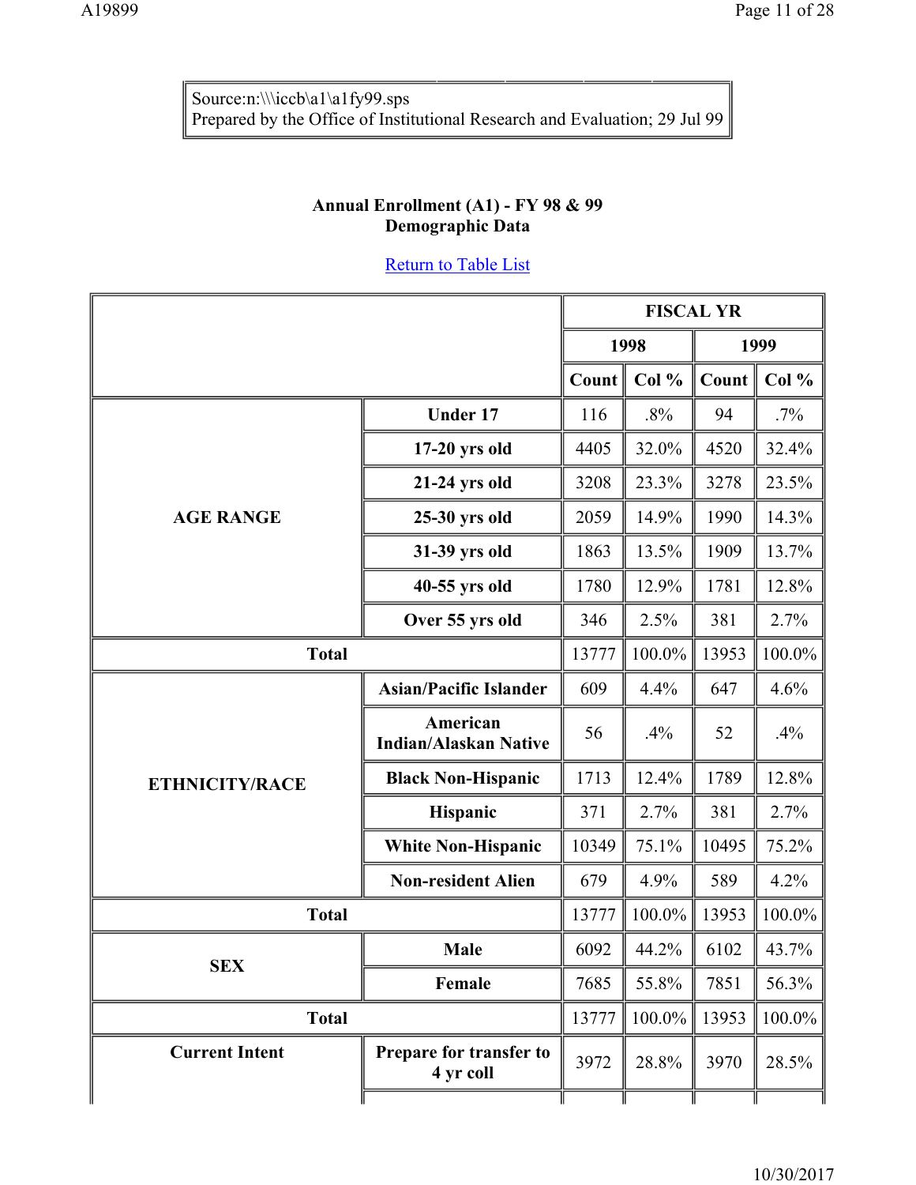Source:n:\\\iccb\a1\a1fy99.sps
Prepared by the Office of Institutional Research and Evaluation; 29 Jul 99

**Annual Enrollment (A1) - FY 98 & 99**
**Demographic Data**

Return to Table List

| | | FISCAL YR | | | |
|---|---|---|---|---|---|
| | | 1998 | | 1999 | |
| | | Count | Col % | Count | Col % |
| AGE RANGE | Under 17 | 116 | .8% | 94 | .7% |
| | 17-20 yrs old | 4405 | 32.0% | 4520 | 32.4% |
| | 21-24 yrs old | 3208 | 23.3% | 3278 | 23.5% |
| | 25-30 yrs old | 2059 | 14.9% | 1990 | 14.3% |
| | 31-39 yrs old | 1863 | 13.5% | 1909 | 13.7% |
| | 40-55 yrs old | 1780 | 12.9% | 1781 | 12.8% |
| | Over 55 yrs old | 346 | 2.5% | 381 | 2.7% |
| Total | | 13777 | 100.0% | 13953 | 100.0% |
| ETHNICITY/RACE | Asian/Pacific Islander | 609 | 4.4% | 647 | 4.6% |
| | American Indian/Alaskan Native | 56 | .4% | 52 | .4% |
| | Black Non-Hispanic | 1713 | 12.4% | 1789 | 12.8% |
| | Hispanic | 371 | 2.7% | 381 | 2.7% |
| | White Non-Hispanic | 10349 | 75.1% | 10495 | 75.2% |
| | Non-resident Alien | 679 | 4.9% | 589 | 4.2% |
| Total | | 13777 | 100.0% | 13953 | 100.0% |
| SEX | Male | 6092 | 44.2% | 6102 | 43.7% |
| | Female | 7685 | 55.8% | 7851 | 56.3% |
| Total | | 13777 | 100.0% | 13953 | 100.0% |
| Current Intent | Prepare for transfer to 4 yr coll | 3972 | 28.8% | 3970 | 28.5% |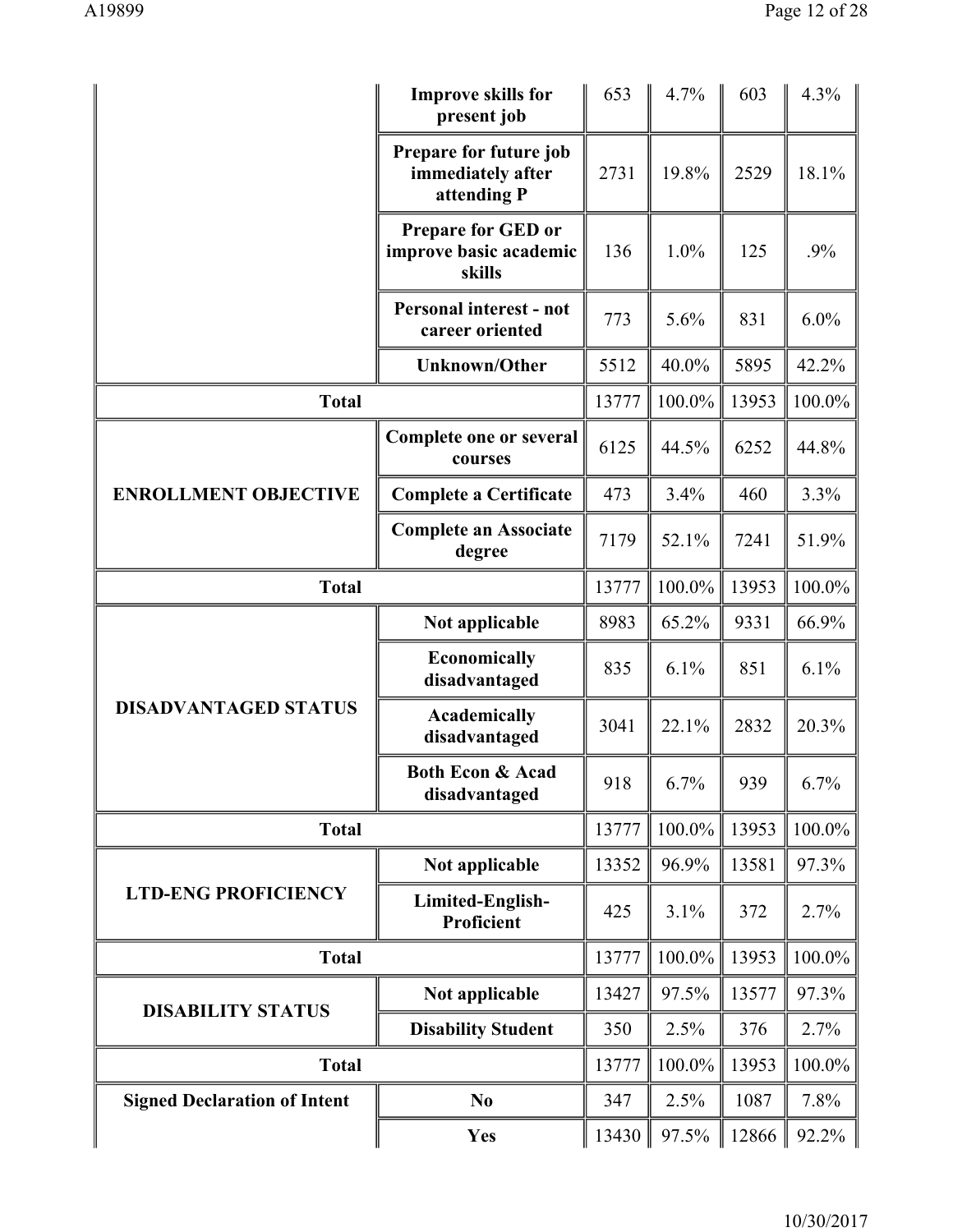| | | | | | |
|---|---|---|---|---|---|
| | **Improve skills for present job** | 653 | 4.7% | 603 | 4.3% |
| | **Prepare for future job immediately after attending P** | 2731 | 19.8% | 2529 | 18.1% |
| | **Prepare for GED or improve basic academic skills** | 136 | 1.0% | 125 | .9% |
| | **Personal interest - not career oriented** | 773 | 5.6% | 831 | 6.0% |
| | **Unknown/Other** | 5512 | 40.0% | 5895 | 42.2% |
| **Total** | | 13777 | 100.0% | 13953 | 100.0% |
| **ENROLLMENT OBJECTIVE** | **Complete one or several courses** | 6125 | 44.5% | 6252 | 44.8% |
| | **Complete a Certificate** | 473 | 3.4% | 460 | 3.3% |
| | **Complete an Associate degree** | 7179 | 52.1% | 7241 | 51.9% |
| **Total** | | 13777 | 100.0% | 13953 | 100.0% |
| **DISADVANTAGED STATUS** | **Not applicable** | 8983 | 65.2% | 9331 | 66.9% |
| | **Economically disadvantaged** | 835 | 6.1% | 851 | 6.1% |
| | **Academically disadvantaged** | 3041 | 22.1% | 2832 | 20.3% |
| | **Both Econ & Acad disadvantaged** | 918 | 6.7% | 939 | 6.7% |
| **Total** | | 13777 | 100.0% | 13953 | 100.0% |
| **LTD-ENG PROFICIENCY** | **Not applicable** | 13352 | 96.9% | 13581 | 97.3% |
| | **Limited-English-Proficient** | 425 | 3.1% | 372 | 2.7% |
| **Total** | | 13777 | 100.0% | 13953 | 100.0% |
| **DISABILITY STATUS** | **Not applicable** | 13427 | 97.5% | 13577 | 97.3% |
| | **Disability Student** | 350 | 2.5% | 376 | 2.7% |
| **Total** | | 13777 | 100.0% | 13953 | 100.0% |
| **Signed Declaration of Intent** | **No** | 347 | 2.5% | 1087 | 7.8% |
| | **Yes** | 13430 | 97.5% | 12866 | 92.2% |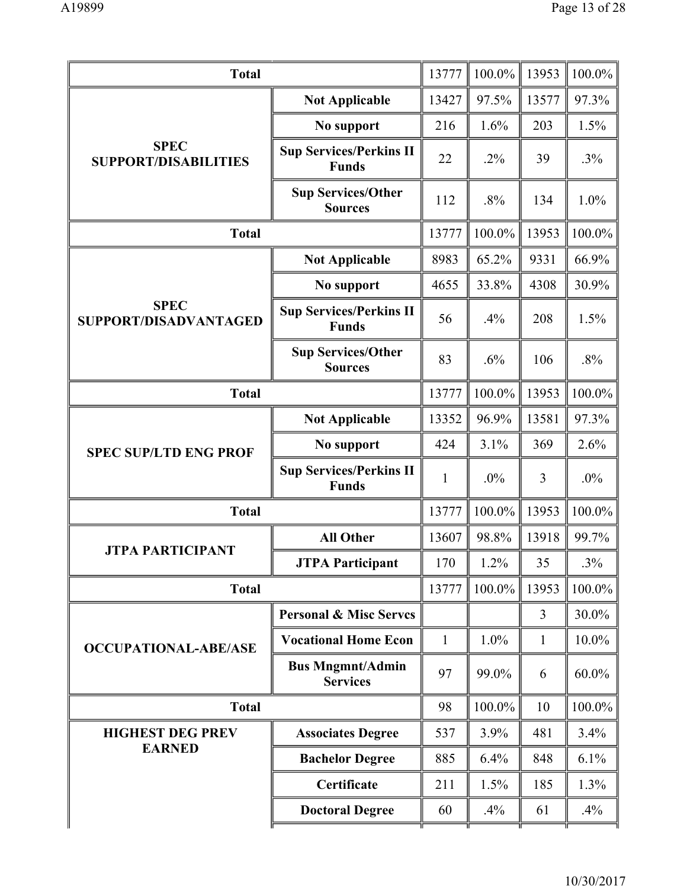| | | | | | |
|---|---|---|---|---|---|
| **Total** | | 13777 | 100.0% | 13953 | 100.0% |
| **SPEC SUPPORT/DISABILITIES** | **Not Applicable** | 13427 | 97.5% | 13577 | 97.3% |
| | **No support** | 216 | 1.6% | 203 | 1.5% |
| | **Sup Services/Perkins II Funds** | 22 | .2% | 39 | .3% |
| | **Sup Services/Other Sources** | 112 | .8% | 134 | 1.0% |
| **Total** | | 13777 | 100.0% | 13953 | 100.0% |
| **SPEC SUPPORT/DISADVANTAGED** | **Not Applicable** | 8983 | 65.2% | 9331 | 66.9% |
| | **No support** | 4655 | 33.8% | 4308 | 30.9% |
| | **Sup Services/Perkins II Funds** | 56 | .4% | 208 | 1.5% |
| | **Sup Services/Other Sources** | 83 | .6% | 106 | .8% |
| **Total** | | 13777 | 100.0% | 13953 | 100.0% |
| **SPEC SUP/LTD ENG PROF** | **Not Applicable** | 13352 | 96.9% | 13581 | 97.3% |
| | **No support** | 424 | 3.1% | 369 | 2.6% |
| | **Sup Services/Perkins II Funds** | 1 | .0% | 3 | .0% |
| **Total** | | 13777 | 100.0% | 13953 | 100.0% |
| **JTPA PARTICIPANT** | **All Other** | 13607 | 98.8% | 13918 | 99.7% |
| | **JTPA Participant** | 170 | 1.2% | 35 | .3% |
| **Total** | | 13777 | 100.0% | 13953 | 100.0% |
| **OCCUPATIONAL-ABE/ASE** | **Personal & Misc Servcs** | | | 3 | 30.0% |
| | **Vocational Home Econ** | 1 | 1.0% | 1 | 10.0% |
| | **Bus Mngmnt/Admin Services** | 97 | 99.0% | 6 | 60.0% |
| **Total** | | 98 | 100.0% | 10 | 100.0% |
| **HIGHEST DEG PREV EARNED** | **Associates Degree** | 537 | 3.9% | 481 | 3.4% |
| | **Bachelor Degree** | 885 | 6.4% | 848 | 6.1% |
| | **Certificate** | 211 | 1.5% | 185 | 1.3% |
| | **Doctoral Degree** | 60 | .4% | 61 | .4% |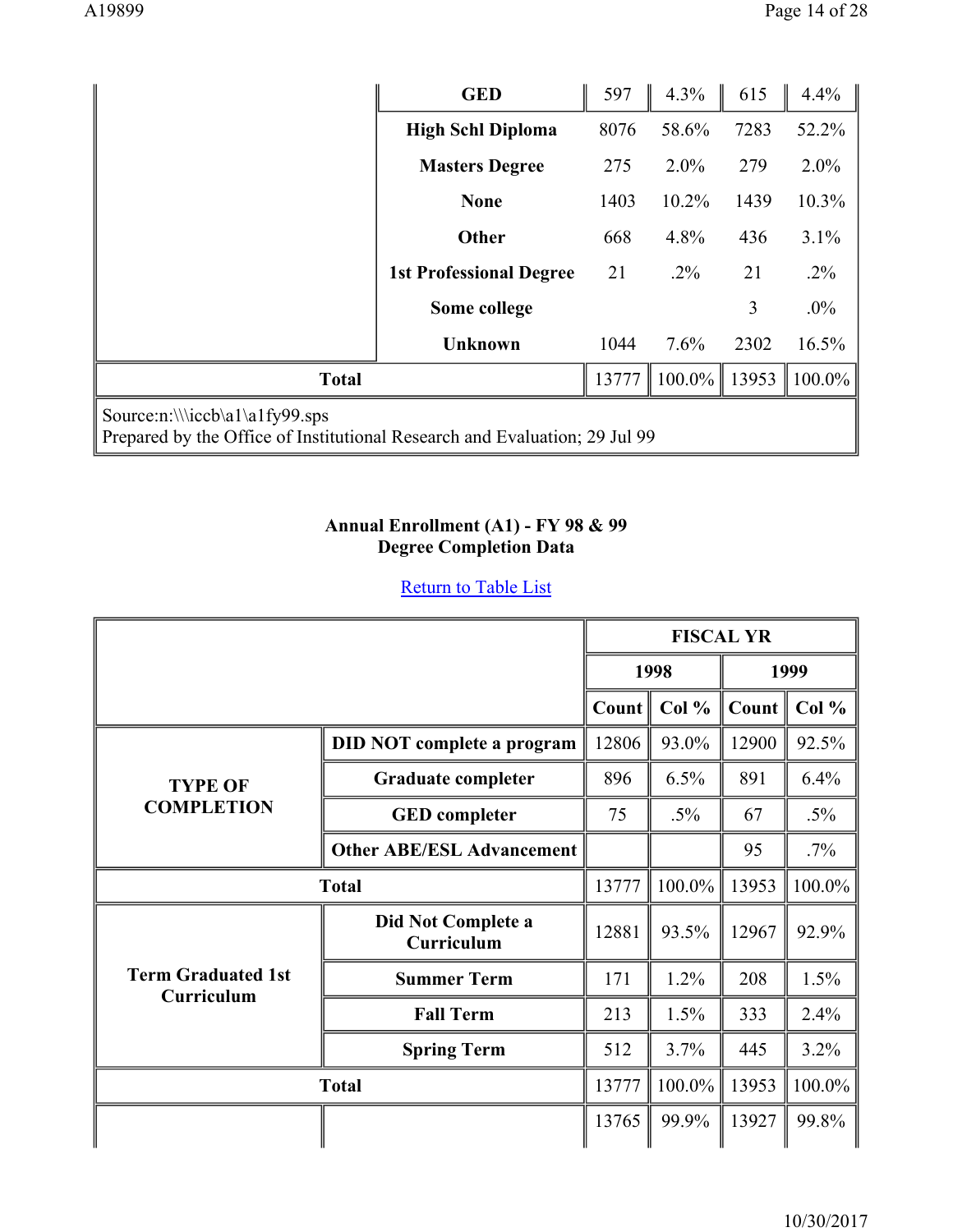| | | Count | Col % | Count | Col % |
|---|---|---|---|---|---|
| | **GED** | 597 | 4.3% | 615 | 4.4% |
| | **High Schl Diploma** | 8076 | 58.6% | 7283 | 52.2% |
| | **Masters Degree** | 275 | 2.0% | 279 | 2.0% |
| | **None** | 1403 | 10.2% | 1439 | 10.3% |
| | **Other** | 668 | 4.8% | 436 | 3.1% |
| | **1st Professional Degree** | 21 | .2% | 21 | .2% |
| | **Some college** | | | 3 | .0% |
| | **Unknown** | 1044 | 7.6% | 2302 | 16.5% |
| **Total** | | 13777 | 100.0% | 13953 | 100.0% |

Source:n:\\\iccb\a1\a1fy99.sps
Prepared by the Office of Institutional Research and Evaluation; 29 Jul 99

**Annual Enrollment (A1) - FY 98 & 99**
**Degree Completion Data**

Return to Table List

| | | FISCAL YR | | | |
|---|---|---|---|---|---|
| | | 1998 | | 1999 | |
| | | Count | Col % | Count | Col % |
| **TYPE OF COMPLETION** | **DID NOT complete a program** | 12806 | 93.0% | 12900 | 92.5% |
| | **Graduate completer** | 896 | 6.5% | 891 | 6.4% |
| | **GED completer** | 75 | .5% | 67 | .5% |
| | **Other ABE/ESL Advancement** | | | 95 | .7% |
| **Total** | | 13777 | 100.0% | 13953 | 100.0% |
| **Term Graduated 1st Curriculum** | **Did Not Complete a Curriculum** | 12881 | 93.5% | 12967 | 92.9% |
| | **Summer Term** | 171 | 1.2% | 208 | 1.5% |
| | **Fall Term** | 213 | 1.5% | 333 | 2.4% |
| | **Spring Term** | 512 | 3.7% | 445 | 3.2% |
| **Total** | | 13777 | 100.0% | 13953 | 100.0% |
| | | 13765 | 99.9% | 13927 | 99.8% |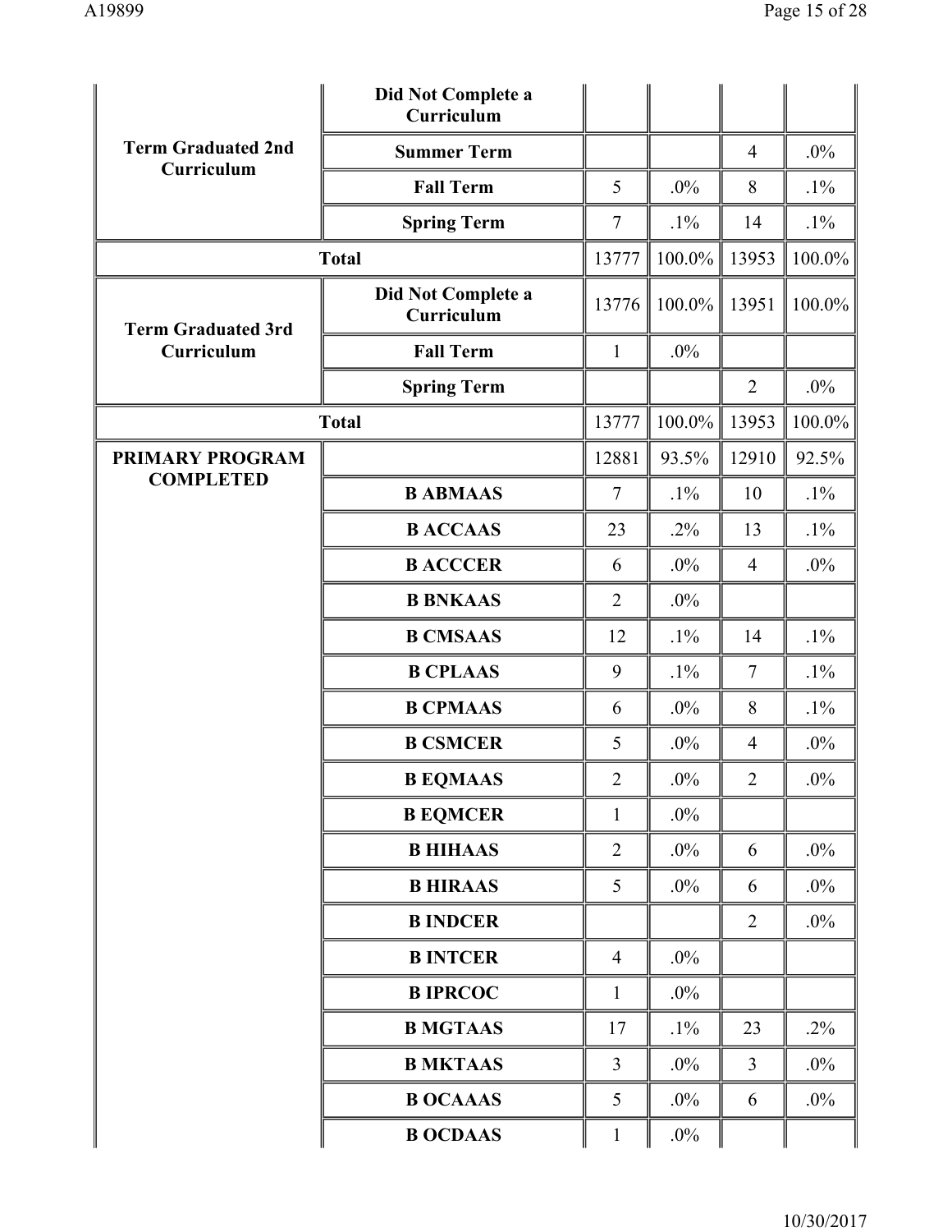| | | | | | |
|---|---|---|---|---|---|
| | Did Not Complete a Curriculum | | | | |
| Term Graduated 2nd Curriculum | Summer Term | | | 4 | .0% |
| | Fall Term | 5 | .0% | 8 | .1% |
| | Spring Term | 7 | .1% | 14 | .1% |
| Total | | 13777 | 100.0% | 13953 | 100.0% |
| Term Graduated 3rd Curriculum | Did Not Complete a Curriculum | 13776 | 100.0% | 13951 | 100.0% |
| | Fall Term | 1 | .0% | | |
| | Spring Term | | | 2 | .0% |
| Total | | 13777 | 100.0% | 13953 | 100.0% |
| PRIMARY PROGRAM COMPLETED | | 12881 | 93.5% | 12910 | 92.5% |
| | B ABMAAS | 7 | .1% | 10 | .1% |
| | B ACCAAS | 23 | .2% | 13 | .1% |
| | B ACCCER | 6 | .0% | 4 | .0% |
| | B BNKAAS | 2 | .0% | | |
| | B CMSAAS | 12 | .1% | 14 | .1% |
| | B CPLAAS | 9 | .1% | 7 | .1% |
| | B CPMAAS | 6 | .0% | 8 | .1% |
| | B CSMCER | 5 | .0% | 4 | .0% |
| | B EQMAAS | 2 | .0% | 2 | .0% |
| | B EQMCER | 1 | .0% | | |
| | B HIHAAS | 2 | .0% | 6 | .0% |
| | B HIRAAS | 5 | .0% | 6 | .0% |
| | B INDCER | | | 2 | .0% |
| | B INTCER | 4 | .0% | | |
| | B IPRCOC | 1 | .0% | | |
| | B MGTAAS | 17 | .1% | 23 | .2% |
| | B MKTAAS | 3 | .0% | 3 | .0% |
| | B OCAAAS | 5 | .0% | 6 | .0% |
| | B OCDAAS | 1 | .0% | | |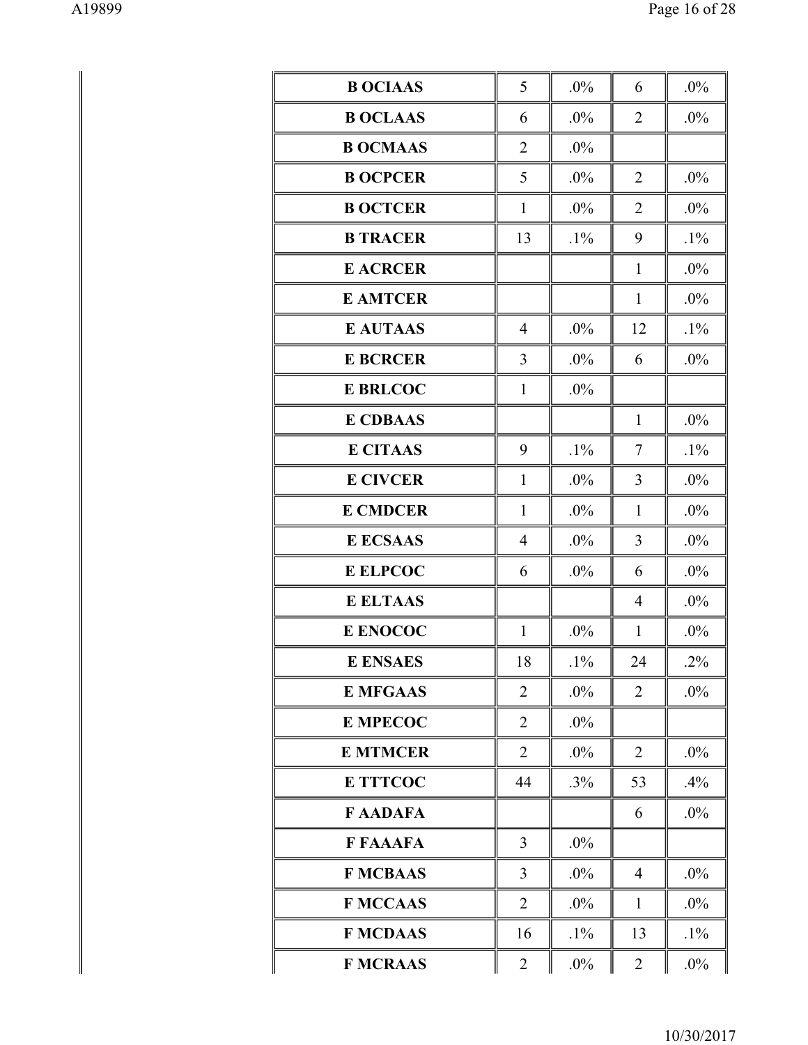| | | | | |
|---|---|---|---|---|
| **B OCIAAS** | 5 | .0% | 6 | .0% |
| **B OCLAAS** | 6 | .0% | 2 | .0% |
| **B OCMAAS** | 2 | .0% | | |
| **B OCPCER** | 5 | .0% | 2 | .0% |
| **B OCTCER** | 1 | .0% | 2 | .0% |
| **B TRACER** | 13 | .1% | 9 | .1% |
| **E ACRCER** | | | 1 | .0% |
| **E AMTCER** | | | 1 | .0% |
| **E AUTAAS** | 4 | .0% | 12 | .1% |
| **E BCRCER** | 3 | .0% | 6 | .0% |
| **E BRLCOC** | 1 | .0% | | |
| **E CDBAAS** | | | 1 | .0% |
| **E CITAAS** | 9 | .1% | 7 | .1% |
| **E CIVCER** | 1 | .0% | 3 | .0% |
| **E CMDCER** | 1 | .0% | 1 | .0% |
| **E ECSAAS** | 4 | .0% | 3 | .0% |
| **E ELPCOC** | 6 | .0% | 6 | .0% |
| **E ELTAAS** | | | 4 | .0% |
| **E ENOCOC** | 1 | .0% | 1 | .0% |
| **E ENSAES** | 18 | .1% | 24 | .2% |
| **E MFGAAS** | 2 | .0% | 2 | .0% |
| **E MPECOC** | 2 | .0% | | |
| **E MTMCER** | 2 | .0% | 2 | .0% |
| **E TTTCOC** | 44 | .3% | 53 | .4% |
| **F AADAFA** | | | 6 | .0% |
| **F FAAAFA** | 3 | .0% | | |
| **F MCBAAS** | 3 | .0% | 4 | .0% |
| **F MCCAAS** | 2 | .0% | 1 | .0% |
| **F MCDAAS** | 16 | .1% | 13 | .1% |
| **F MCRAAS** | 2 | .0% | 2 | .0% |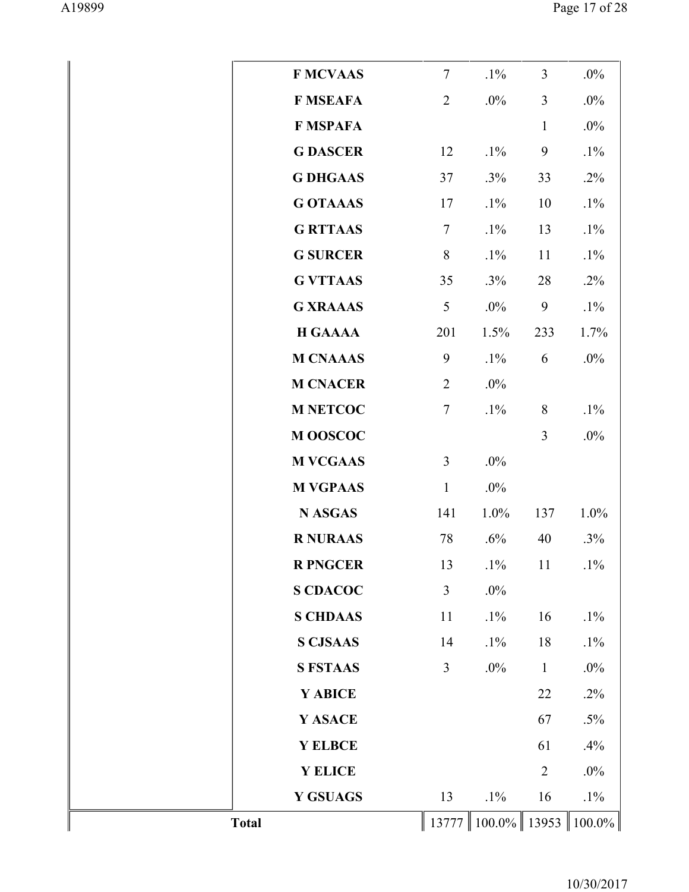| | | | | | |
|---|---|---|---|---|---|
| | F MCVAAS | 7 | .1% | 3 | .0% |
| | F MSEAFA | 2 | .0% | 3 | .0% |
| | F MSPAFA | | | 1 | .0% |
| | G DASCER | 12 | .1% | 9 | .1% |
| | G DHGAAS | 37 | .3% | 33 | .2% |
| | G OTAAAS | 17 | .1% | 10 | .1% |
| | G RTTAAS | 7 | .1% | 13 | .1% |
| | G SURCER | 8 | .1% | 11 | .1% |
| | G VTTAAS | 35 | .3% | 28 | .2% |
| | G XRAAAS | 5 | .0% | 9 | .1% |
| | H GAAAA | 201 | 1.5% | 233 | 1.7% |
| | M CNAAAS | 9 | .1% | 6 | .0% |
| | M CNACER | 2 | .0% | | |
| | M NETCOC | 7 | .1% | 8 | .1% |
| | M OOSCOC | | | 3 | .0% |
| | M VCGAAS | 3 | .0% | | |
| | M VGPAAS | 1 | .0% | | |
| | N ASGAS | 141 | 1.0% | 137 | 1.0% |
| | R NURAAS | 78 | .6% | 40 | .3% |
| | R PNGCER | 13 | .1% | 11 | .1% |
| | S CDACOC | 3 | .0% | | |
| | S CHDAAS | 11 | .1% | 16 | .1% |
| | S CJSAAS | 14 | .1% | 18 | .1% |
| | S FSTAAS | 3 | .0% | 1 | .0% |
| | Y ABICE | | | 22 | .2% |
| | Y ASACE | | | 67 | .5% |
| | Y ELBCE | | | 61 | .4% |
| | Y ELICE | | | 2 | .0% |
| | Y GSUAGS | 13 | .1% | 16 | .1% |
| **Total** | | 13777 | 100.0% | 13953 | 100.0% |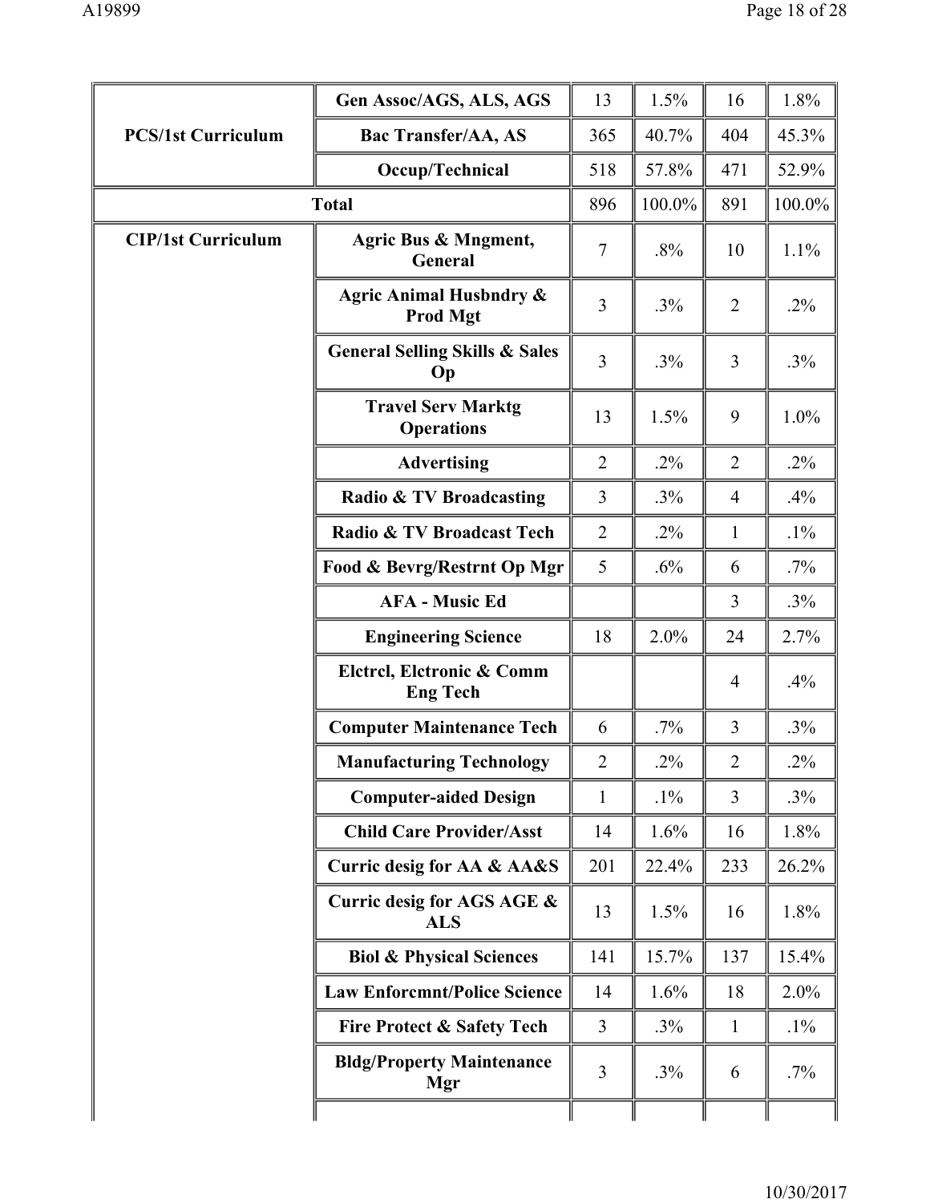| | | | | | |
|---|---|---|---|---|---|
| PCS/1st Curriculum | Gen Assoc/AGS, ALS, AGS | 13 | 1.5% | 16 | 1.8% |
| | Bac Transfer/AA, AS | 365 | 40.7% | 404 | 45.3% |
| | Occup/Technical | 518 | 57.8% | 471 | 52.9% |
| Total | | 896 | 100.0% | 891 | 100.0% |
| CIP/1st Curriculum | Agric Bus & Mngment, General | 7 | .8% | 10 | 1.1% |
| | Agric Animal Husbndry & Prod Mgt | 3 | .3% | 2 | .2% |
| | General Selling Skills & Sales Op | 3 | .3% | 3 | .3% |
| | Travel Serv Marktg Operations | 13 | 1.5% | 9 | 1.0% |
| | Advertising | 2 | .2% | 2 | .2% |
| | Radio & TV Broadcasting | 3 | .3% | 4 | .4% |
| | Radio & TV Broadcast Tech | 2 | .2% | 1 | .1% |
| | Food & Bevrg/Restrnt Op Mgr | 5 | .6% | 6 | .7% |
| | AFA - Music Ed | | | 3 | .3% |
| | Engineering Science | 18 | 2.0% | 24 | 2.7% |
| | Elctrcl, Elctronic & Comm Eng Tech | | | 4 | .4% |
| | Computer Maintenance Tech | 6 | .7% | 3 | .3% |
| | Manufacturing Technology | 2 | .2% | 2 | .2% |
| | Computer-aided Design | 1 | .1% | 3 | .3% |
| | Child Care Provider/Asst | 14 | 1.6% | 16 | 1.8% |
| | Curric desig for AA & AA&S | 201 | 22.4% | 233 | 26.2% |
| | Curric desig for AGS AGE & ALS | 13 | 1.5% | 16 | 1.8% |
| | Biol & Physical Sciences | 141 | 15.7% | 137 | 15.4% |
| | Law Enforcmnt/Police Science | 14 | 1.6% | 18 | 2.0% |
| | Fire Protect & Safety Tech | 3 | .3% | 1 | .1% |
| | Bldg/Property Maintenance Mgr | 3 | .3% | 6 | .7% |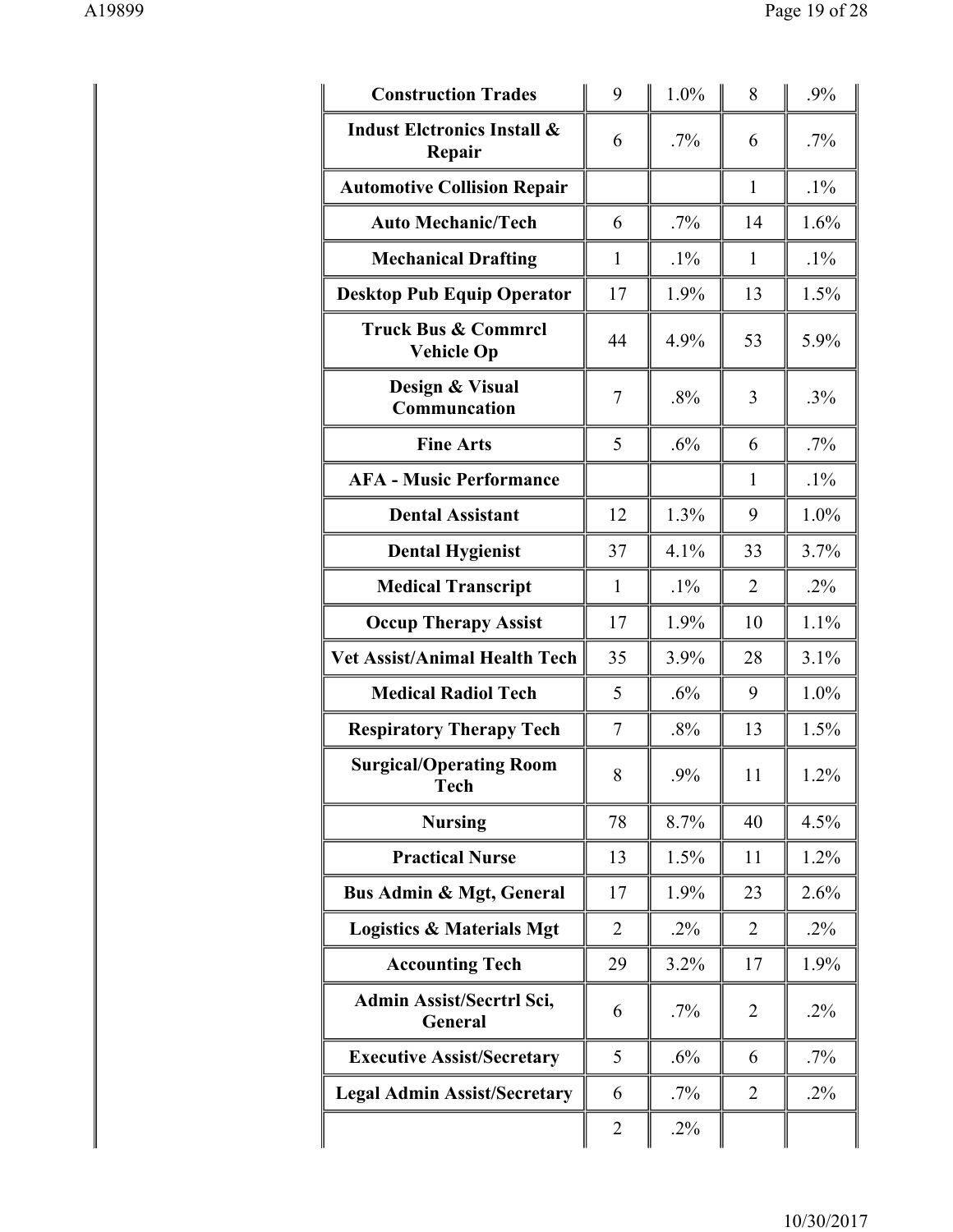| | | | | |
|---|---|---|---|---|
| **Construction Trades** | 9 | 1.0% | 8 | .9% |
| **Indust Elctronics Install & Repair** | 6 | .7% | 6 | .7% |
| **Automotive Collision Repair** | | | 1 | .1% |
| **Auto Mechanic/Tech** | 6 | .7% | 14 | 1.6% |
| **Mechanical Drafting** | 1 | .1% | 1 | .1% |
| **Desktop Pub Equip Operator** | 17 | 1.9% | 13 | 1.5% |
| **Truck Bus & Commrcl Vehicle Op** | 44 | 4.9% | 53 | 5.9% |
| **Design & Visual Communcation** | 7 | .8% | 3 | .3% |
| **Fine Arts** | 5 | .6% | 6 | .7% |
| **AFA - Music Performance** | | | 1 | .1% |
| **Dental Assistant** | 12 | 1.3% | 9 | 1.0% |
| **Dental Hygienist** | 37 | 4.1% | 33 | 3.7% |
| **Medical Transcript** | 1 | .1% | 2 | .2% |
| **Occup Therapy Assist** | 17 | 1.9% | 10 | 1.1% |
| **Vet Assist/Animal Health Tech** | 35 | 3.9% | 28 | 3.1% |
| **Medical Radiol Tech** | 5 | .6% | 9 | 1.0% |
| **Respiratory Therapy Tech** | 7 | .8% | 13 | 1.5% |
| **Surgical/Operating Room Tech** | 8 | .9% | 11 | 1.2% |
| **Nursing** | 78 | 8.7% | 40 | 4.5% |
| **Practical Nurse** | 13 | 1.5% | 11 | 1.2% |
| **Bus Admin & Mgt, General** | 17 | 1.9% | 23 | 2.6% |
| **Logistics & Materials Mgt** | 2 | .2% | 2 | .2% |
| **Accounting Tech** | 29 | 3.2% | 17 | 1.9% |
| **Admin Assist/Secrtrl Sci, General** | 6 | .7% | 2 | .2% |
| **Executive Assist/Secretary** | 5 | .6% | 6 | .7% |
| **Legal Admin Assist/Secretary** | 6 | .7% | 2 | .2% |
| | 2 | .2% | | |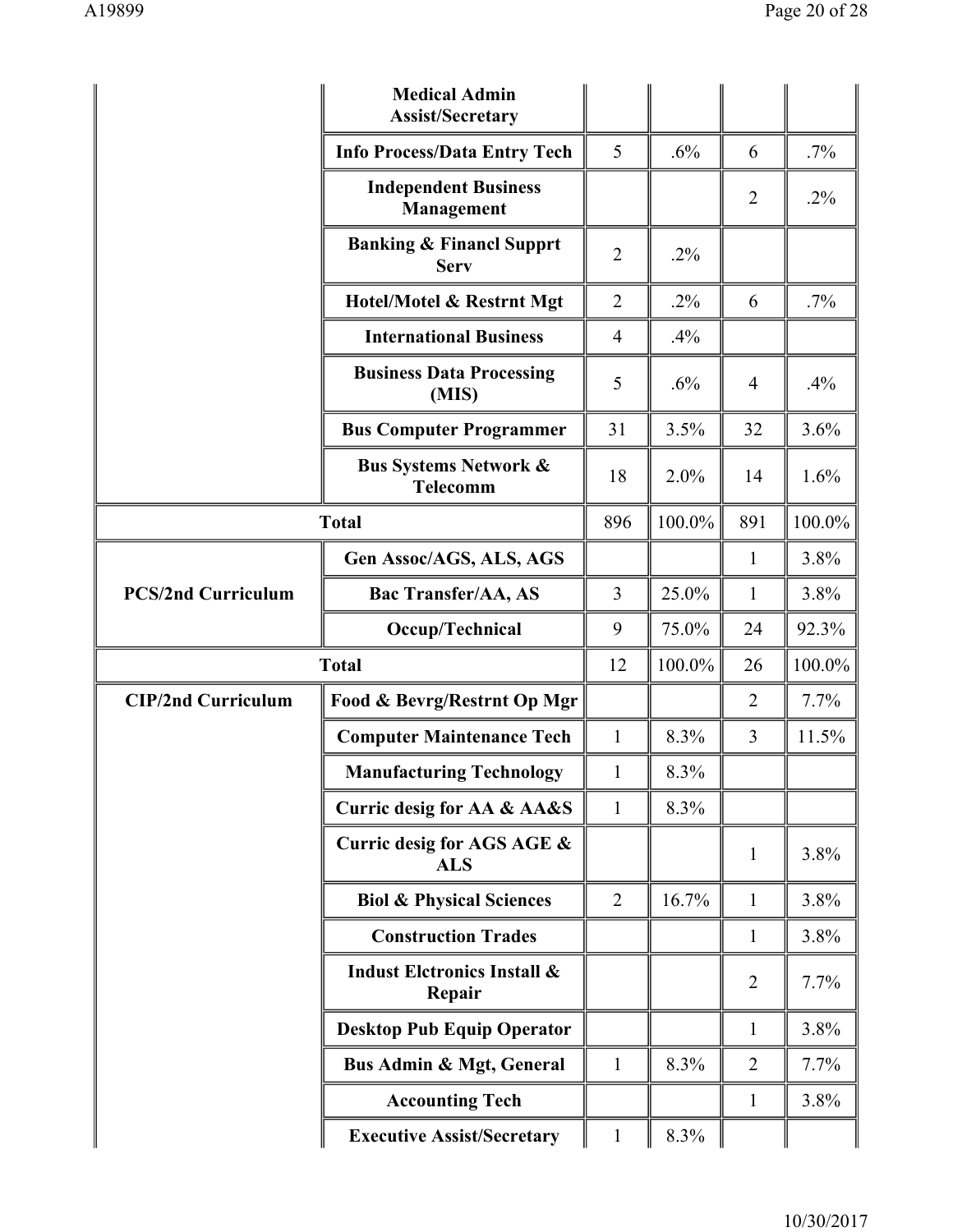| | | | | | |
|---|---|---|---|---|---|
| | Medical Admin Assist/Secretary | | | | |
| | Info Process/Data Entry Tech | 5 | .6% | 6 | .7% |
| | Independent Business Management | | | 2 | .2% |
| | Banking & Financl Supprt Serv | 2 | .2% | | |
| | Hotel/Motel & Restrnt Mgt | 2 | .2% | 6 | .7% |
| | International Business | 4 | .4% | | |
| | Business Data Processing (MIS) | 5 | .6% | 4 | .4% |
| | Bus Computer Programmer | 31 | 3.5% | 32 | 3.6% |
| | Bus Systems Network & Telecomm | 18 | 2.0% | 14 | 1.6% |
| **Total** | | 896 | 100.0% | 891 | 100.0% |
| **PCS/2nd Curriculum** | Gen Assoc/AGS, ALS, AGS | | | 1 | 3.8% |
| | Bac Transfer/AA, AS | 3 | 25.0% | 1 | 3.8% |
| | Occup/Technical | 9 | 75.0% | 24 | 92.3% |
| **Total** | | 12 | 100.0% | 26 | 100.0% |
| **CIP/2nd Curriculum** | Food & Bevrg/Restrnt Op Mgr | | | 2 | 7.7% |
| | Computer Maintenance Tech | 1 | 8.3% | 3 | 11.5% |
| | Manufacturing Technology | 1 | 8.3% | | |
| | Curric desig for AA & AA&S | 1 | 8.3% | | |
| | Curric desig for AGS AGE & ALS | | | 1 | 3.8% |
| | Biol & Physical Sciences | 2 | 16.7% | 1 | 3.8% |
| | Construction Trades | | | 1 | 3.8% |
| | Indust Elctronics Install & Repair | | | 2 | 7.7% |
| | Desktop Pub Equip Operator | | | 1 | 3.8% |
| | Bus Admin & Mgt, General | 1 | 8.3% | 2 | 7.7% |
| | Accounting Tech | | | 1 | 3.8% |
| | Executive Assist/Secretary | 1 | 8.3% | | |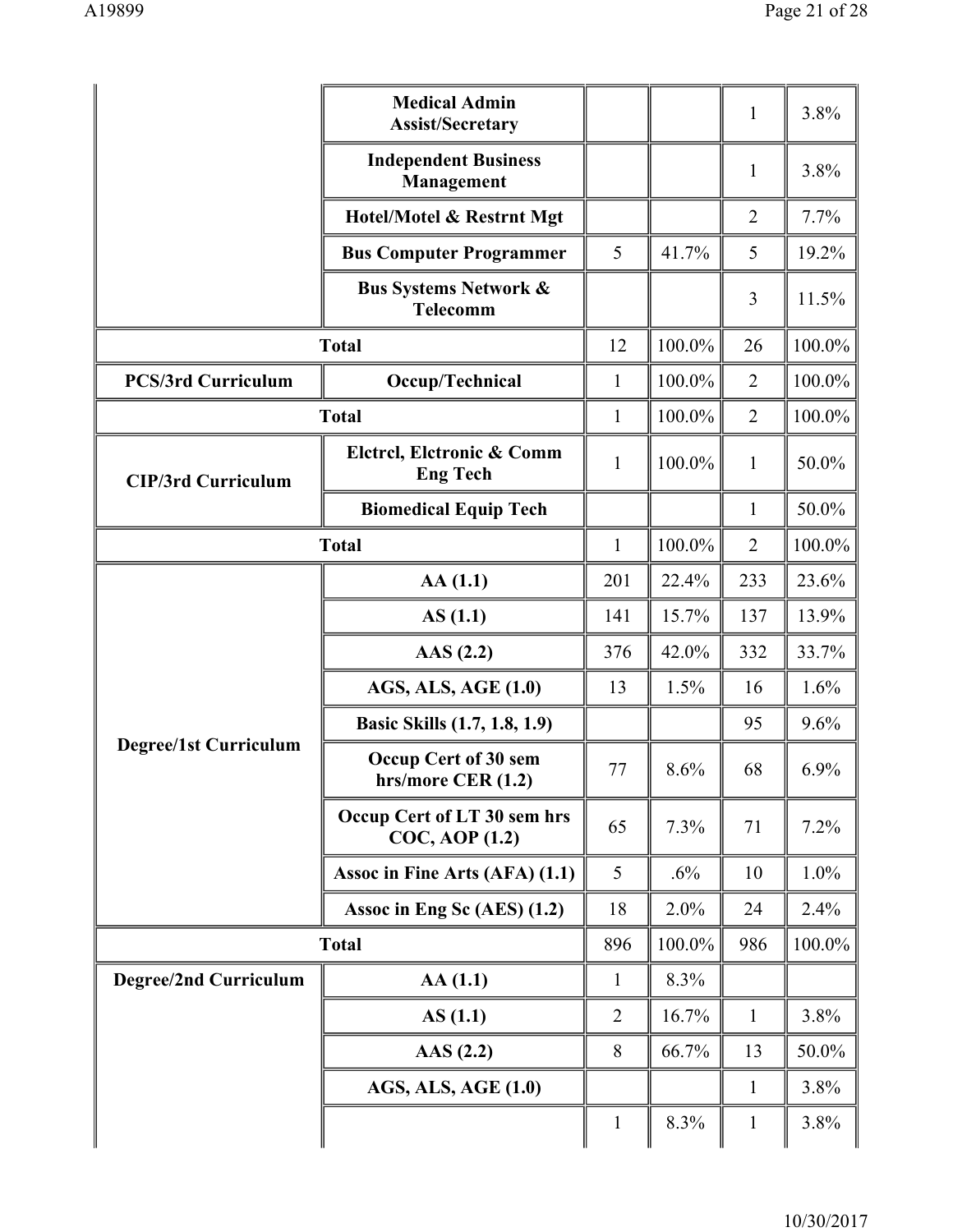| | | | | | |
|---|---|---|---|---|---|
| | Medical Admin Assist/Secretary | | | 1 | 3.8% |
| | Independent Business Management | | | 1 | 3.8% |
| | Hotel/Motel & Restrnt Mgt | | | 2 | 7.7% |
| | Bus Computer Programmer | 5 | 41.7% | 5 | 19.2% |
| | Bus Systems Network & Telecomm | | | 3 | 11.5% |
| Total | | 12 | 100.0% | 26 | 100.0% |
| PCS/3rd Curriculum | Occup/Technical | 1 | 100.0% | 2 | 100.0% |
| Total | | 1 | 100.0% | 2 | 100.0% |
| CIP/3rd Curriculum | Elctrcl, Elctronic & Comm Eng Tech | 1 | 100.0% | 1 | 50.0% |
| | Biomedical Equip Tech | | | 1 | 50.0% |
| Total | | 1 | 100.0% | 2 | 100.0% |
| Degree/1st Curriculum | AA (1.1) | 201 | 22.4% | 233 | 23.6% |
| | AS (1.1) | 141 | 15.7% | 137 | 13.9% |
| | AAS (2.2) | 376 | 42.0% | 332 | 33.7% |
| | AGS, ALS, AGE (1.0) | 13 | 1.5% | 16 | 1.6% |
| | Basic Skills (1.7, 1.8, 1.9) | | | 95 | 9.6% |
| | Occup Cert of 30 sem hrs/more CER (1.2) | 77 | 8.6% | 68 | 6.9% |
| | Occup Cert of LT 30 sem hrs COC, AOP (1.2) | 65 | 7.3% | 71 | 7.2% |
| | Assoc in Fine Arts (AFA) (1.1) | 5 | .6% | 10 | 1.0% |
| | Assoc in Eng Sc (AES) (1.2) | 18 | 2.0% | 24 | 2.4% |
| Total | | 896 | 100.0% | 986 | 100.0% |
| Degree/2nd Curriculum | AA (1.1) | 1 | 8.3% | | |
| | AS (1.1) | 2 | 16.7% | 1 | 3.8% |
| | AAS (2.2) | 8 | 66.7% | 13 | 50.0% |
| | AGS, ALS, AGE (1.0) | | | 1 | 3.8% |
| | | 1 | 8.3% | 1 | 3.8% |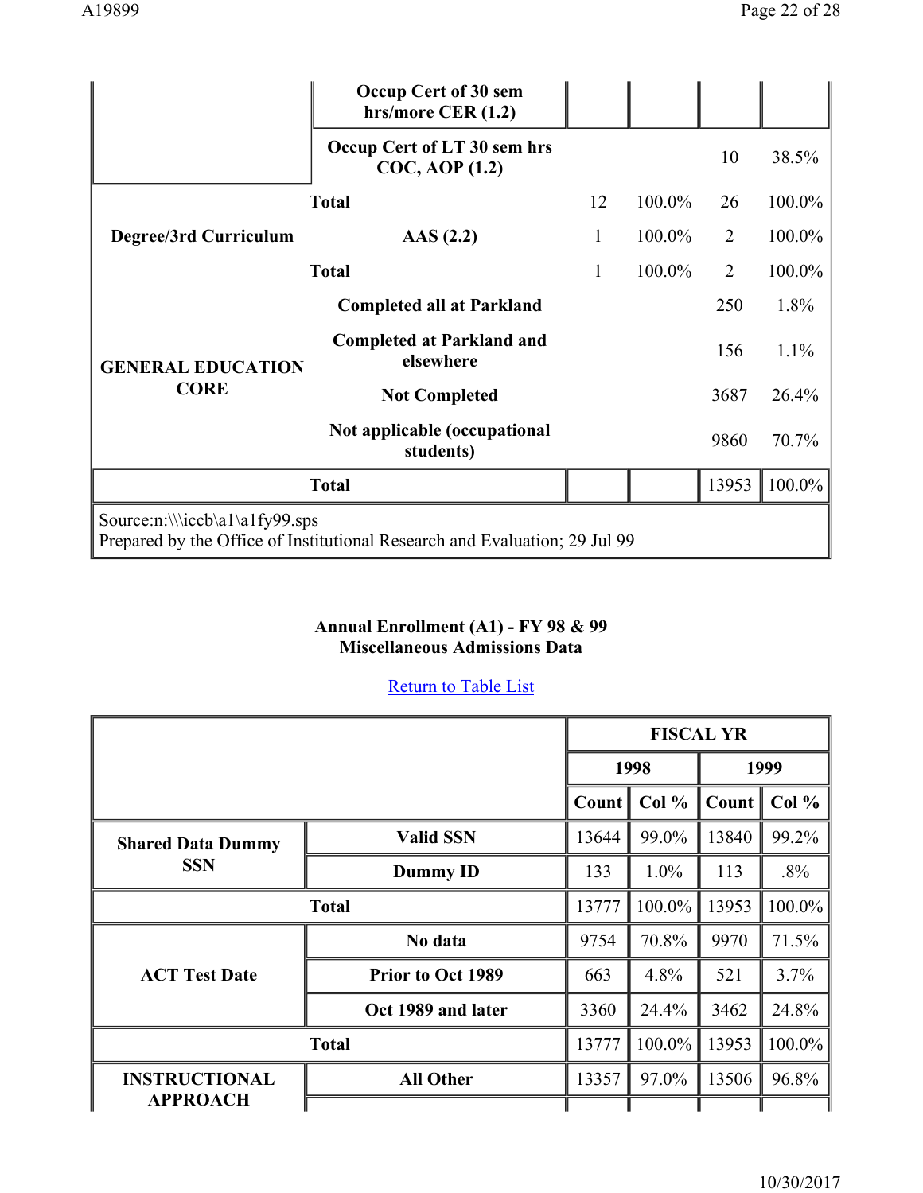| | | | | | |
|---|---|---|---|---|---|
| | Occup Cert of 30 sem hrs/more CER (1.2) | | | | |
| | Occup Cert of LT 30 sem hrs COC, AOP (1.2) | | | 10 | 38.5% |
| Total | | 12 | 100.0% | 26 | 100.0% |
| Degree/3rd Curriculum | AAS (2.2) | 1 | 100.0% | 2 | 100.0% |
| Total | | 1 | 100.0% | 2 | 100.0% |
| GENERAL EDUCATION CORE | Completed all at Parkland | | | 250 | 1.8% |
| | Completed at Parkland and elsewhere | | | 156 | 1.1% |
| | Not Completed | | | 3687 | 26.4% |
| | Not applicable (occupational students) | | | 9860 | 70.7% |
| Total | | | | 13953 | 100.0% |

Source:n:\\\iccb\a1\a1fy99.sps
Prepared by the Office of Institutional Research and Evaluation; 29 Jul 99

**Annual Enrollment (A1) - FY 98 & 99**
**Miscellaneous Admissions Data**

Return to Table List

| | | FISCAL YR | | | |
|---|---|---|---|---|---|
| | | 1998 | | 1999 | |
| | | Count | Col % | Count | Col % |
| Shared Data Dummy SSN | Valid SSN | 13644 | 99.0% | 13840 | 99.2% |
| | Dummy ID | 133 | 1.0% | 113 | .8% |
| Total | | 13777 | 100.0% | 13953 | 100.0% |
| ACT Test Date | No data | 9754 | 70.8% | 9970 | 71.5% |
| | Prior to Oct 1989 | 663 | 4.8% | 521 | 3.7% |
| | Oct 1989 and later | 3360 | 24.4% | 3462 | 24.8% |
| Total | | 13777 | 100.0% | 13953 | 100.0% |
| INSTRUCTIONAL APPROACH | All Other | 13357 | 97.0% | 13506 | 96.8% |
| | | | | | |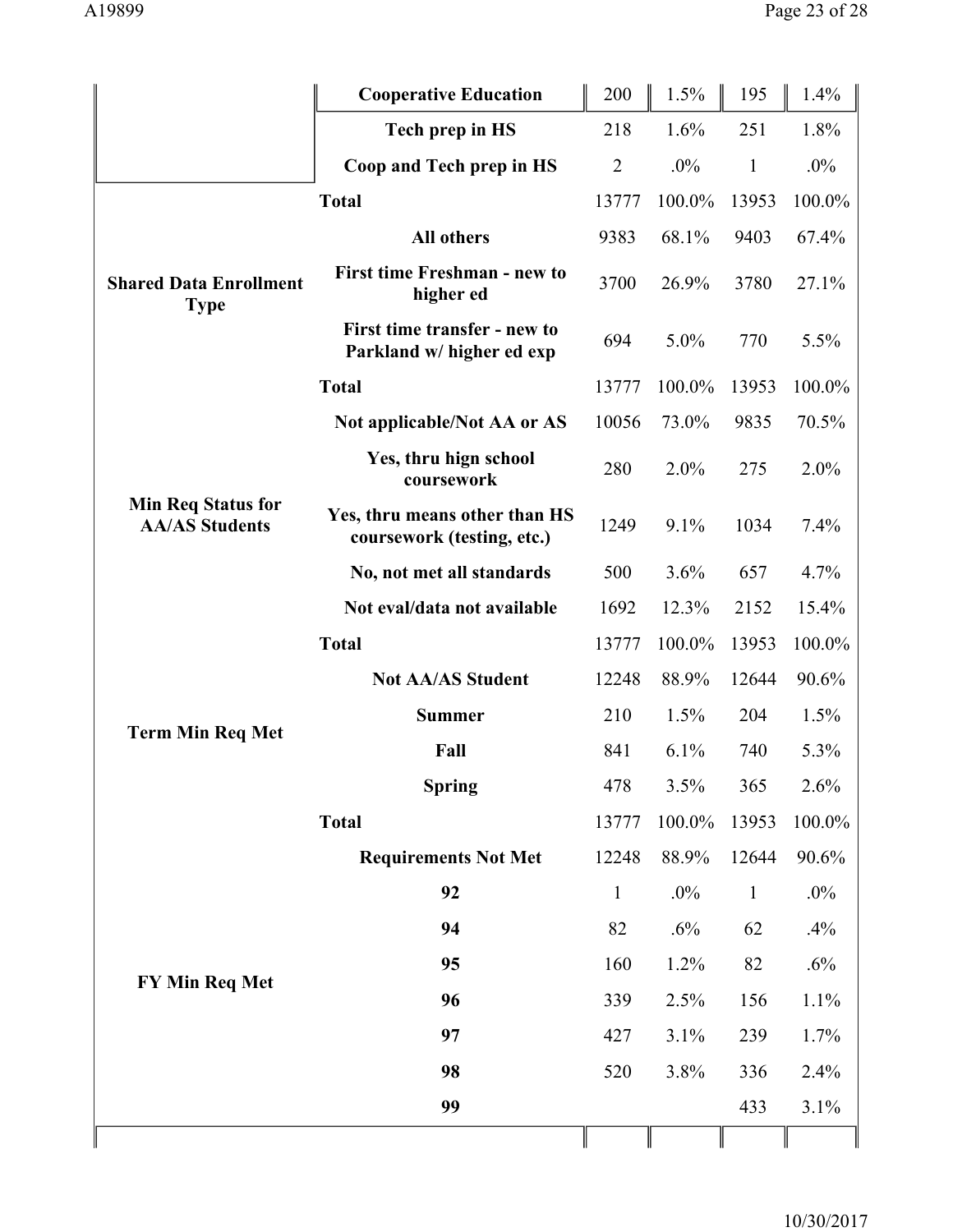| | | | | | |
|---|---|---|---|---|---|
| | Cooperative Education | 200 | 1.5% | 195 | 1.4% |
| | Tech prep in HS | 218 | 1.6% | 251 | 1.8% |
| | Coop and Tech prep in HS | 2 | .0% | 1 | .0% |
| | **Total** | 13777 | 100.0% | 13953 | 100.0% |
| **Shared Data Enrollment Type** | All others | 9383 | 68.1% | 9403 | 67.4% |
| | First time Freshman - new to higher ed | 3700 | 26.9% | 3780 | 27.1% |
| | First time transfer - new to Parkland w/ higher ed exp | 694 | 5.0% | 770 | 5.5% |
| | **Total** | 13777 | 100.0% | 13953 | 100.0% |
| **Min Req Status for AA/AS Students** | Not applicable/Not AA or AS | 10056 | 73.0% | 9835 | 70.5% |
| | Yes, thru hign school coursework | 280 | 2.0% | 275 | 2.0% |
| | Yes, thru means other than HS coursework (testing, etc.) | 1249 | 9.1% | 1034 | 7.4% |
| | No, not met all standards | 500 | 3.6% | 657 | 4.7% |
| | Not eval/data not available | 1692 | 12.3% | 2152 | 15.4% |
| | **Total** | 13777 | 100.0% | 13953 | 100.0% |
| **Term Min Req Met** | Not AA/AS Student | 12248 | 88.9% | 12644 | 90.6% |
| | Summer | 210 | 1.5% | 204 | 1.5% |
| | Fall | 841 | 6.1% | 740 | 5.3% |
| | Spring | 478 | 3.5% | 365 | 2.6% |
| | **Total** | 13777 | 100.0% | 13953 | 100.0% |
| **FY Min Req Met** | Requirements Not Met | 12248 | 88.9% | 12644 | 90.6% |
| | 92 | 1 | .0% | 1 | .0% |
| | 94 | 82 | .6% | 62 | .4% |
| | 95 | 160 | 1.2% | 82 | .6% |
| | 96 | 339 | 2.5% | 156 | 1.1% |
| | 97 | 427 | 3.1% | 239 | 1.7% |
| | 98 | 520 | 3.8% | 336 | 2.4% |
| | 99 | | | 433 | 3.1% |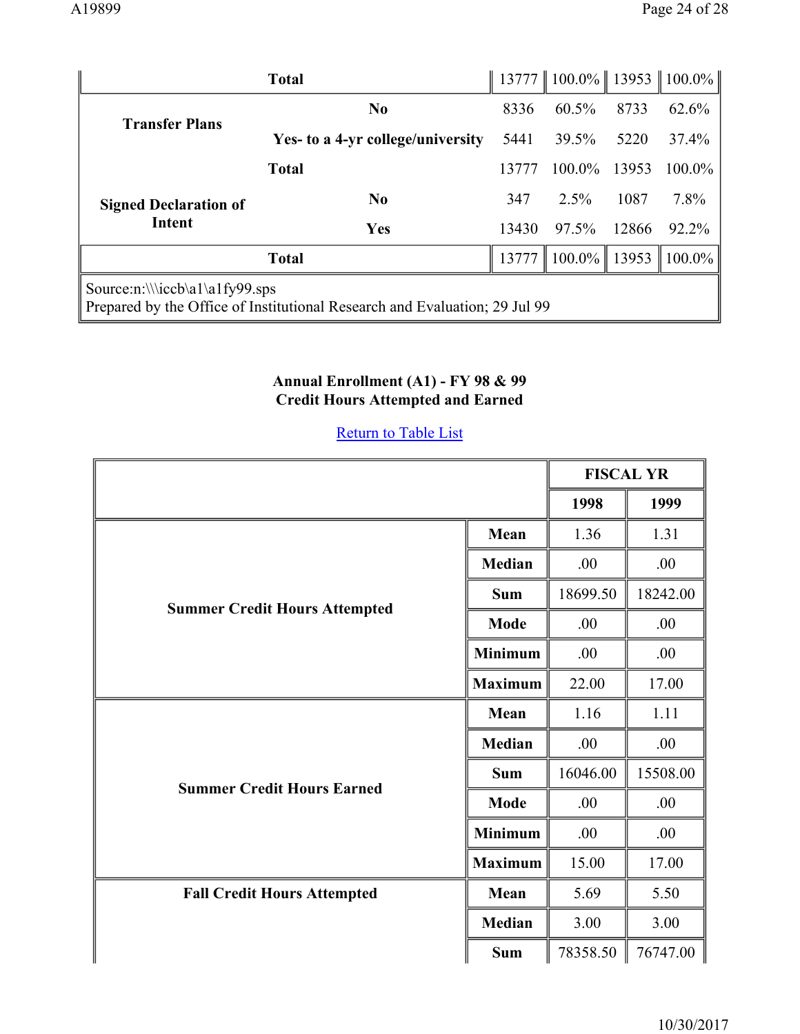| | | | | | |
|---|---|---|---|---|---|
| Total | | 13777 | 100.0% | 13953 | 100.0% |
| **Transfer Plans** | **No** | 8336 | 60.5% | 8733 | 62.6% |
| | **Yes- to a 4-yr college/university** | 5441 | 39.5% | 5220 | 37.4% |
| | **Total** | 13777 | 100.0% | 13953 | 100.0% |
| **Signed Declaration of Intent** | **No** | 347 | 2.5% | 1087 | 7.8% |
| | **Yes** | 13430 | 97.5% | 12866 | 92.2% |
| **Total** | | 13777 | 100.0% | 13953 | 100.0% |

Source:n:\\\iccb\a1\a1fy99.sps
Prepared by the Office of Institutional Research and Evaluation; 29 Jul 99

### Annual Enrollment (A1) - FY 98 & 99
### Credit Hours Attempted and Earned

Return to Table List

| | | FISCAL YR | |
|---|---|---|---|
| | | **1998** | **1999** |
| **Summer Credit Hours Attempted** | **Mean** | 1.36 | 1.31 |
| | **Median** | .00 | .00 |
| | **Sum** | 18699.50 | 18242.00 |
| | **Mode** | .00 | .00 |
| | **Minimum** | .00 | .00 |
| | **Maximum** | 22.00 | 17.00 |
| **Summer Credit Hours Earned** | **Mean** | 1.16 | 1.11 |
| | **Median** | .00 | .00 |
| | **Sum** | 16046.00 | 15508.00 |
| | **Mode** | .00 | .00 |
| | **Minimum** | .00 | .00 |
| | **Maximum** | 15.00 | 17.00 |
| **Fall Credit Hours Attempted** | **Mean** | 5.69 | 5.50 |
| | **Median** | 3.00 | 3.00 |
| | **Sum** | 78358.50 | 76747.00 |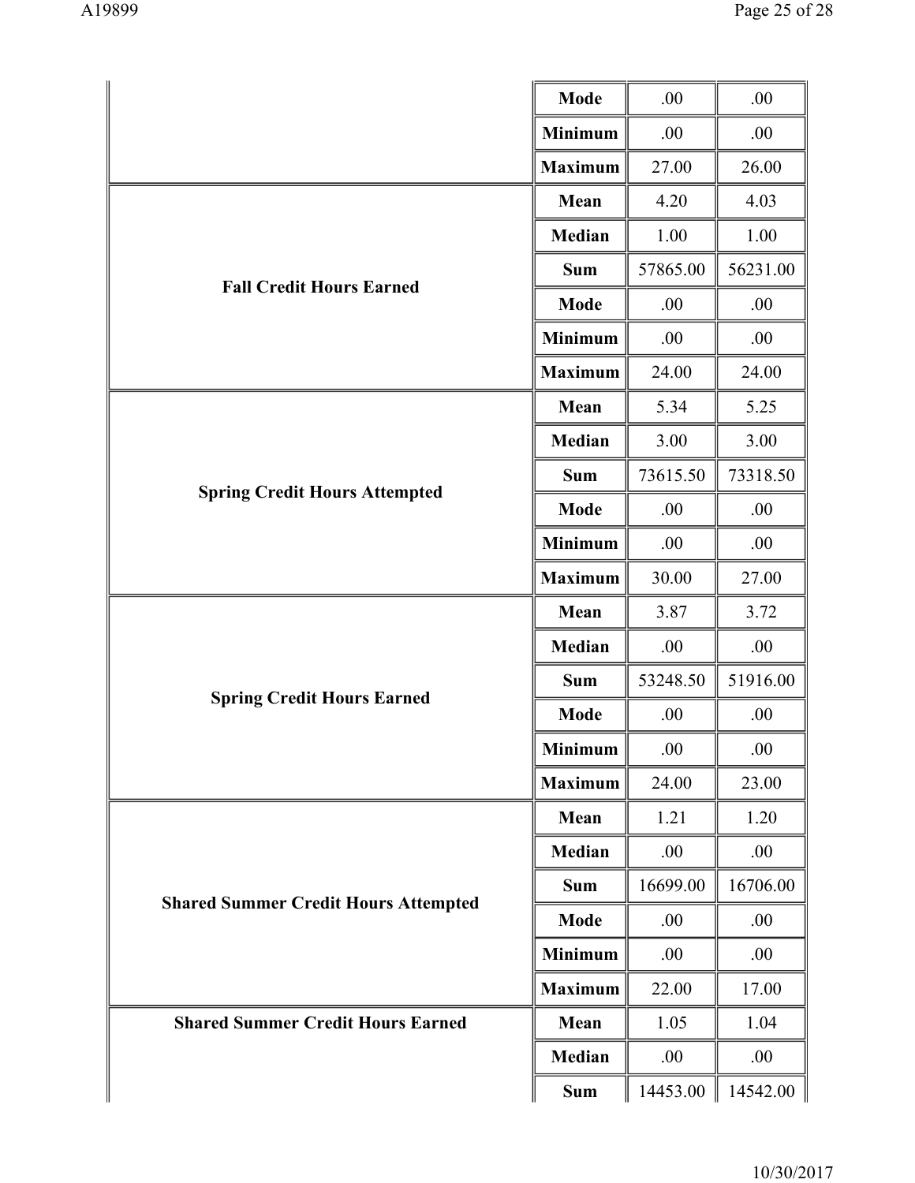| | | | |
|---|---|---|---|
| | Mode | .00 | .00 |
| | Minimum | .00 | .00 |
| | Maximum | 27.00 | 26.00 |
| Fall Credit Hours Earned | Mean | 4.20 | 4.03 |
| | Median | 1.00 | 1.00 |
| | Sum | 57865.00 | 56231.00 |
| | Mode | .00 | .00 |
| | Minimum | .00 | .00 |
| | Maximum | 24.00 | 24.00 |
| Spring Credit Hours Attempted | Mean | 5.34 | 5.25 |
| | Median | 3.00 | 3.00 |
| | Sum | 73615.50 | 73318.50 |
| | Mode | .00 | .00 |
| | Minimum | .00 | .00 |
| | Maximum | 30.00 | 27.00 |
| Spring Credit Hours Earned | Mean | 3.87 | 3.72 |
| | Median | .00 | .00 |
| | Sum | 53248.50 | 51916.00 |
| | Mode | .00 | .00 |
| | Minimum | .00 | .00 |
| | Maximum | 24.00 | 23.00 |
| Shared Summer Credit Hours Attempted | Mean | 1.21 | 1.20 |
| | Median | .00 | .00 |
| | Sum | 16699.00 | 16706.00 |
| | Mode | .00 | .00 |
| | Minimum | .00 | .00 |
| | Maximum | 22.00 | 17.00 |
| Shared Summer Credit Hours Earned | Mean | 1.05 | 1.04 |
| | Median | .00 | .00 |
| | Sum | 14453.00 | 14542.00 |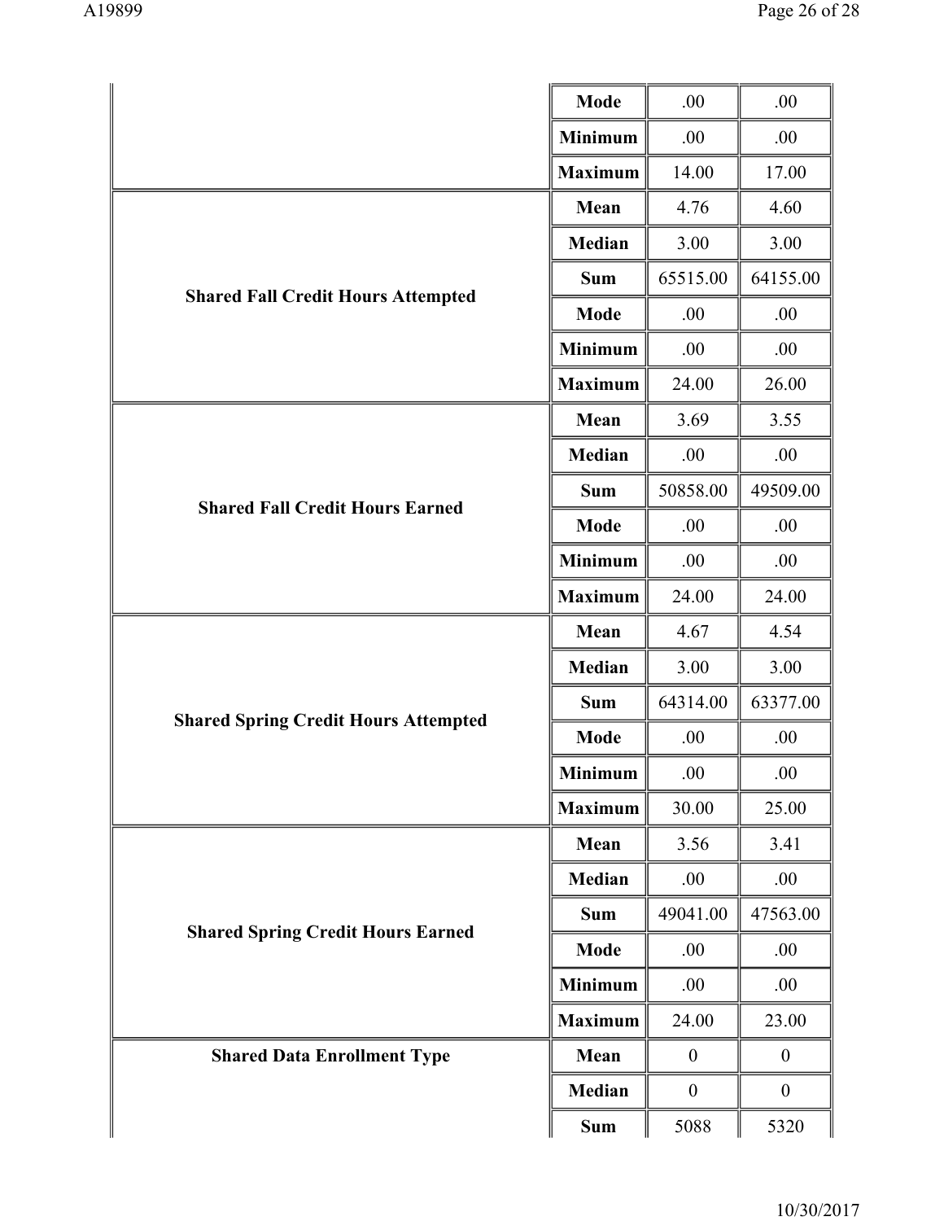| | | | |
|---|---|---|---|
| | Mode | .00 | .00 |
| | Minimum | .00 | .00 |
| | Maximum | 14.00 | 17.00 |
| **Shared Fall Credit Hours Attempted** | Mean | 4.76 | 4.60 |
| | Median | 3.00 | 3.00 |
| | Sum | 65515.00 | 64155.00 |
| | Mode | .00 | .00 |
| | Minimum | .00 | .00 |
| | Maximum | 24.00 | 26.00 |
| **Shared Fall Credit Hours Earned** | Mean | 3.69 | 3.55 |
| | Median | .00 | .00 |
| | Sum | 50858.00 | 49509.00 |
| | Mode | .00 | .00 |
| | Minimum | .00 | .00 |
| | Maximum | 24.00 | 24.00 |
| **Shared Spring Credit Hours Attempted** | Mean | 4.67 | 4.54 |
| | Median | 3.00 | 3.00 |
| | Sum | 64314.00 | 63377.00 |
| | Mode | .00 | .00 |
| | Minimum | .00 | .00 |
| | Maximum | 30.00 | 25.00 |
| **Shared Spring Credit Hours Earned** | Mean | 3.56 | 3.41 |
| | Median | .00 | .00 |
| | Sum | 49041.00 | 47563.00 |
| | Mode | .00 | .00 |
| | Minimum | .00 | .00 |
| | Maximum | 24.00 | 23.00 |
| **Shared Data Enrollment Type** | Mean | 0 | 0 |
| | Median | 0 | 0 |
| | Sum | 5088 | 5320 |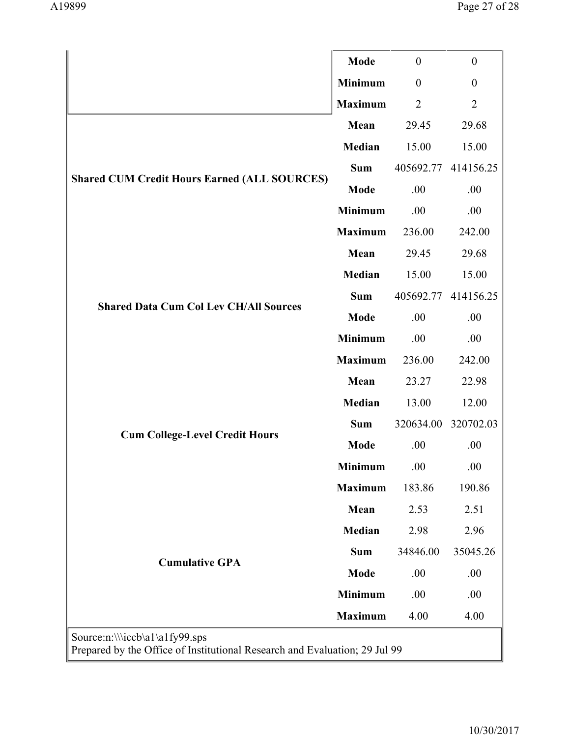| | | | |
|---|---|---|---|
| | Mode | 0 | 0 |
| | Minimum | 0 | 0 |
| | Maximum | 2 | 2 |
| **Shared CUM Credit Hours Earned (ALL SOURCES)** | Mean | 29.45 | 29.68 |
| | Median | 15.00 | 15.00 |
| | Sum | 405692.77 | 414156.25 |
| | Mode | .00 | .00 |
| | Minimum | .00 | .00 |
| | Maximum | 236.00 | 242.00 |
| **Shared Data Cum Col Lev CH/All Sources** | Mean | 29.45 | 29.68 |
| | Median | 15.00 | 15.00 |
| | Sum | 405692.77 | 414156.25 |
| | Mode | .00 | .00 |
| | Minimum | .00 | .00 |
| | Maximum | 236.00 | 242.00 |
| **Cum College-Level Credit Hours** | Mean | 23.27 | 22.98 |
| | Median | 13.00 | 12.00 |
| | Sum | 320634.00 | 320702.03 |
| | Mode | .00 | .00 |
| | Minimum | .00 | .00 |
| | Maximum | 183.86 | 190.86 |
| **Cumulative GPA** | Mean | 2.53 | 2.51 |
| | Median | 2.98 | 2.96 |
| | Sum | 34846.00 | 35045.26 |
| | Mode | .00 | .00 |
| | Minimum | .00 | .00 |
| | Maximum | 4.00 | 4.00 |

Source:n:\\\iccb\a1\a1fy99.sps
Prepared by the Office of Institutional Research and Evaluation; 29 Jul 99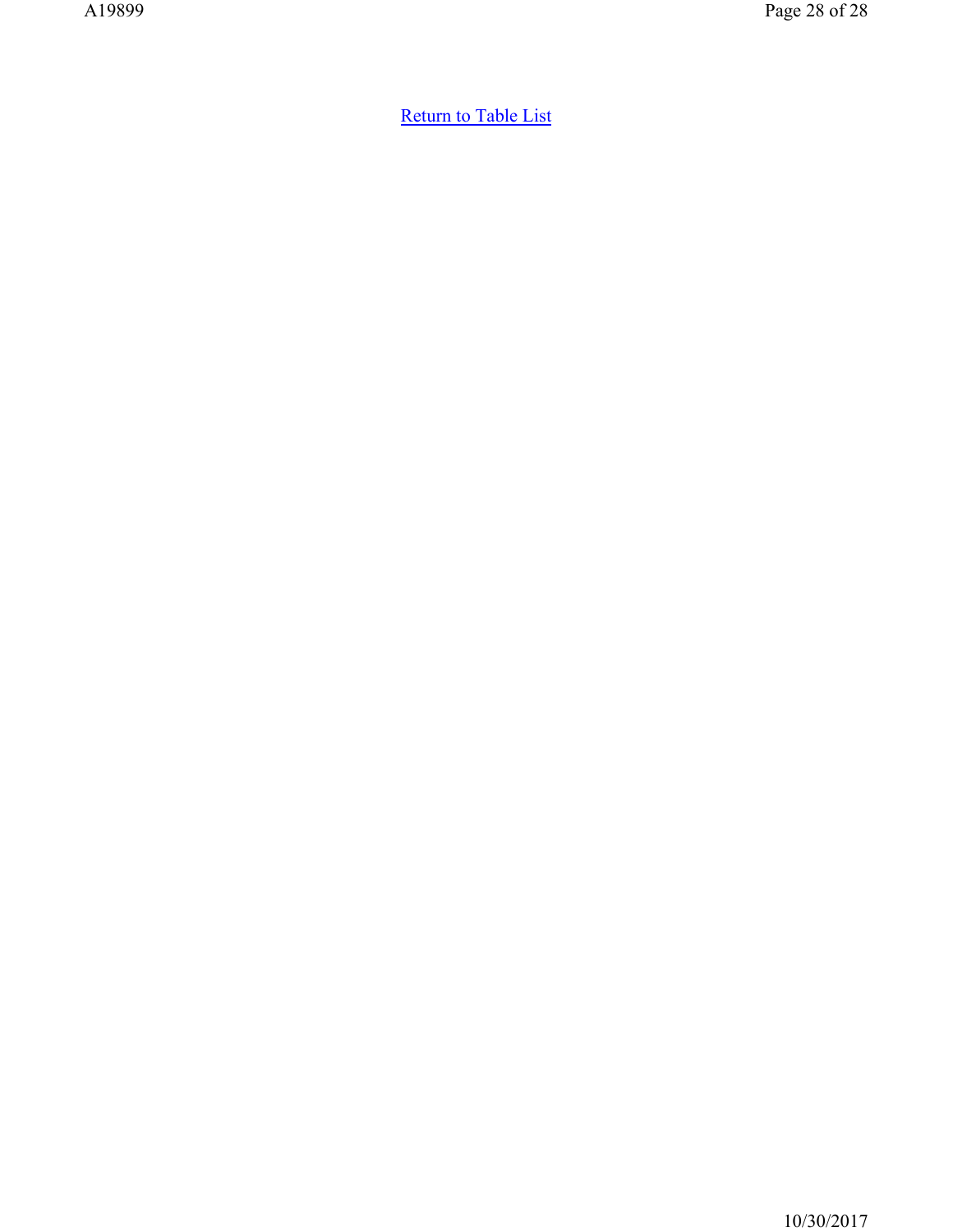Return to Table List